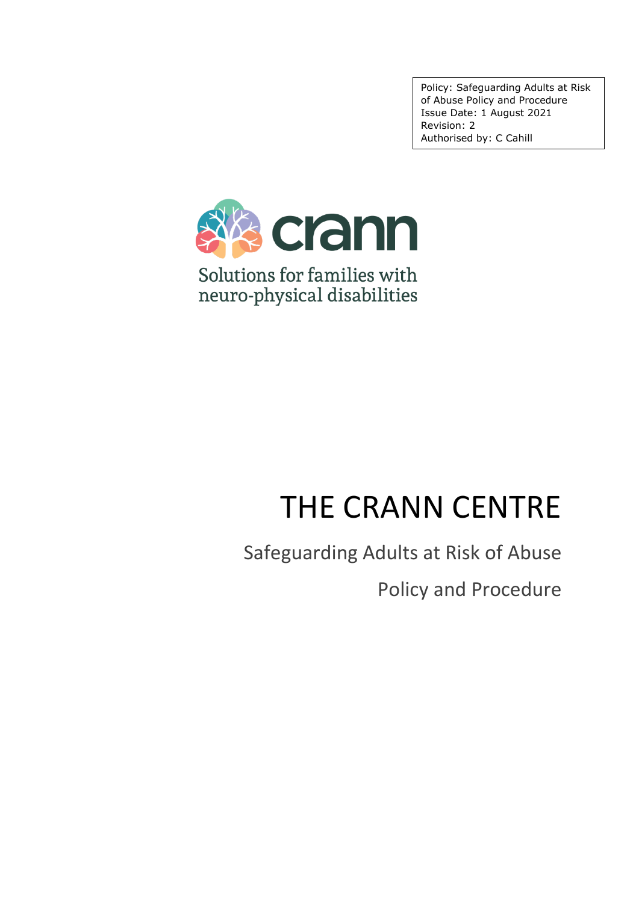Policy: Safeguarding Adults at Risk of Abuse Policy and Procedure
Issue Date: 1 August 2021
Revision: 2
Authorised by: C Cahill

crann

Solutions for families with neuro-physical disabilities

# THE CRANN CENTRE

## Safeguarding Adults at Risk of Abuse

## Policy and Procedure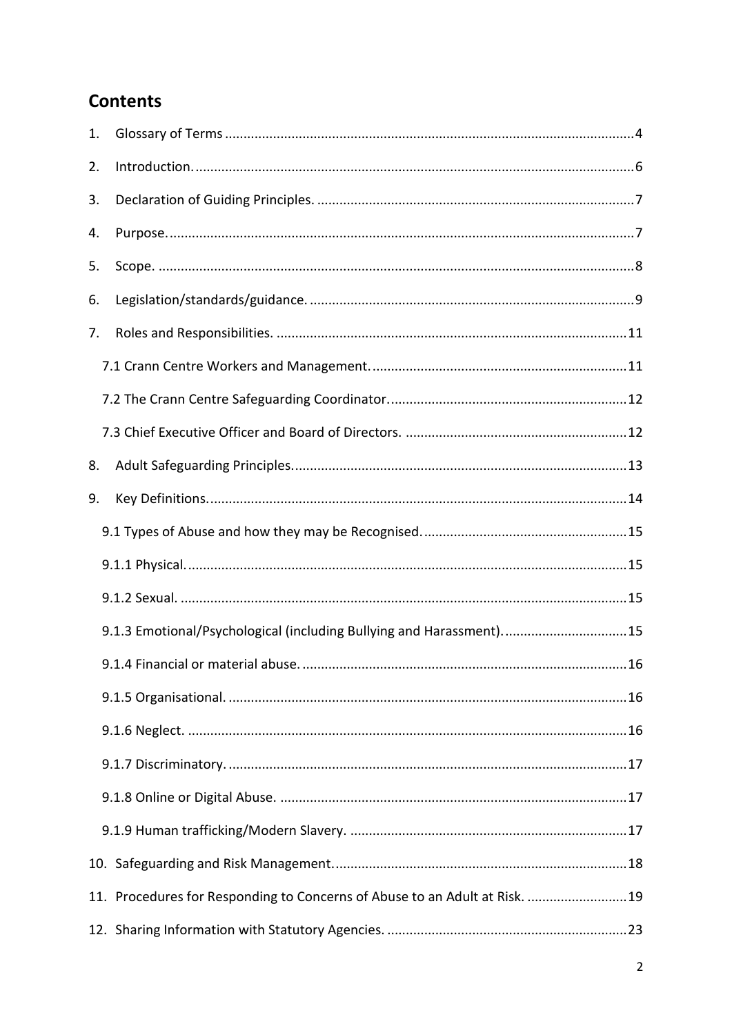## Contents

1. Glossary of Terms ..................................................................................................... 4
2. Introduction. ............................................................................................................. 6
3. Declaration of Guiding Principles. .......................................................................... 7
4. Purpose. .................................................................................................................... 7
5. Scope. ........................................................................................................................ 8
6. Legislation/standards/guidance. ............................................................................. 9
7. Roles and Responsibilities. .................................................................................... 11
   - 7.1 Crann Centre Workers and Management. ........................................................ 11
   - 7.2 The Crann Centre Safeguarding Coordinator. .................................................. 12
   - 7.3 Chief Executive Officer and Board of Directors. .............................................. 12
8. Adult Safeguarding Principles. ............................................................................... 13
9. Key Definitions. ........................................................................................................ 14
   - 9.1 Types of Abuse and how they may be Recognised. .......................................... 15
   - 9.1.1 Physical. ............................................................................................................ 15
   - 9.1.2 Sexual. .............................................................................................................. 15
   - 9.1.3 Emotional/Psychological (including Bullying and Harassment). ..................... 15
   - 9.1.4 Financial or material abuse. ............................................................................ 16
   - 9.1.5 Organisational. ................................................................................................. 16
   - 9.1.6 Neglect. ............................................................................................................ 16
   - 9.1.7 Discriminatory. ................................................................................................. 17
   - 9.1.8 Online or Digital Abuse. ................................................................................... 17
   - 9.1.9 Human trafficking/Modern Slavery. ................................................................ 17
10. Safeguarding and Risk Management. .................................................................... 18
11. Procedures for Responding to Concerns of Abuse to an Adult at Risk. ................ 19
12. Sharing Information with Statutory Agencies. ....................................................... 23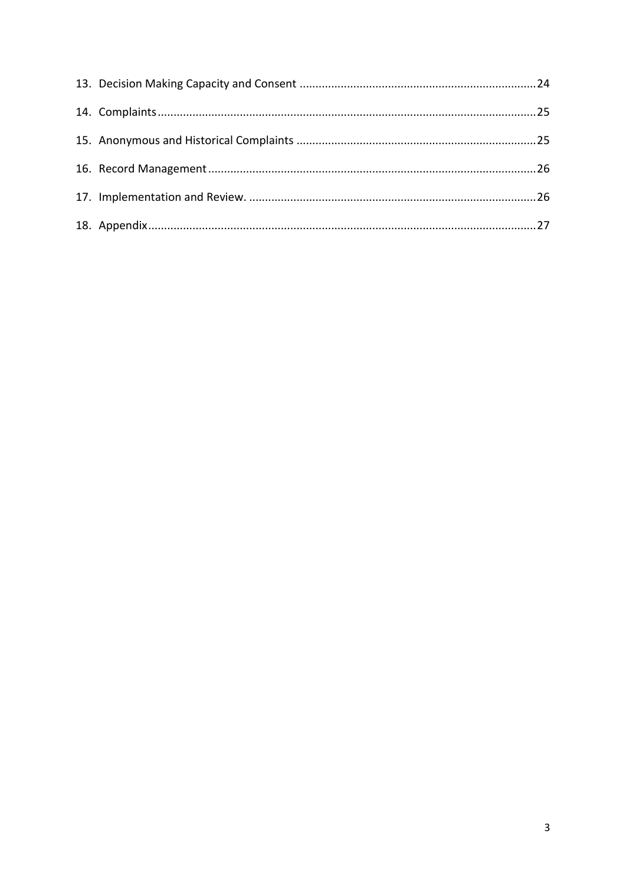13. Decision Making Capacity and Consent ......................................................................... 24

14. Complaints ...................................................................................................................... 25

15. Anonymous and Historical Complaints ........................................................................... 25

16. Record Management ...................................................................................................... 26

17. Implementation and Review. .......................................................................................... 26

18. Appendix ......................................................................................................................... 27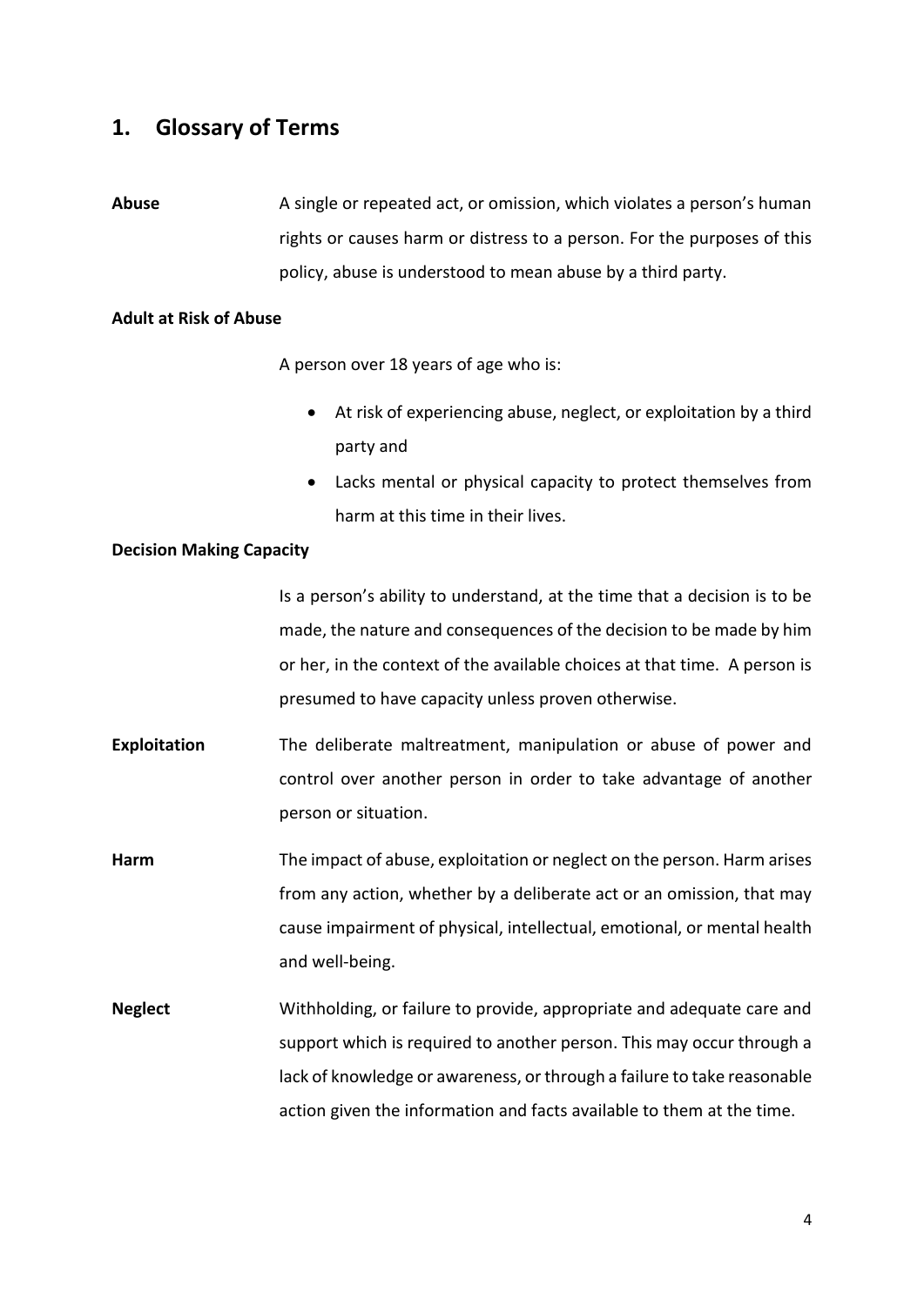## 1. Glossary of Terms

**Abuse**

A single or repeated act, or omission, which violates a person's human rights or causes harm or distress to a person. For the purposes of this policy, abuse is understood to mean abuse by a third party.

**Adult at Risk of Abuse**

A person over 18 years of age who is:

- At risk of experiencing abuse, neglect, or exploitation by a third party and
- Lacks mental or physical capacity to protect themselves from harm at this time in their lives.

**Decision Making Capacity**

Is a person's ability to understand, at the time that a decision is to be made, the nature and consequences of the decision to be made by him or her, in the context of the available choices at that time. A person is presumed to have capacity unless proven otherwise.

**Exploitation**

The deliberate maltreatment, manipulation or abuse of power and control over another person in order to take advantage of another person or situation.

**Harm**

The impact of abuse, exploitation or neglect on the person. Harm arises from any action, whether by a deliberate act or an omission, that may cause impairment of physical, intellectual, emotional, or mental health and well-being.

**Neglect**

Withholding, or failure to provide, appropriate and adequate care and support which is required to another person. This may occur through a lack of knowledge or awareness, or through a failure to take reasonable action given the information and facts available to them at the time.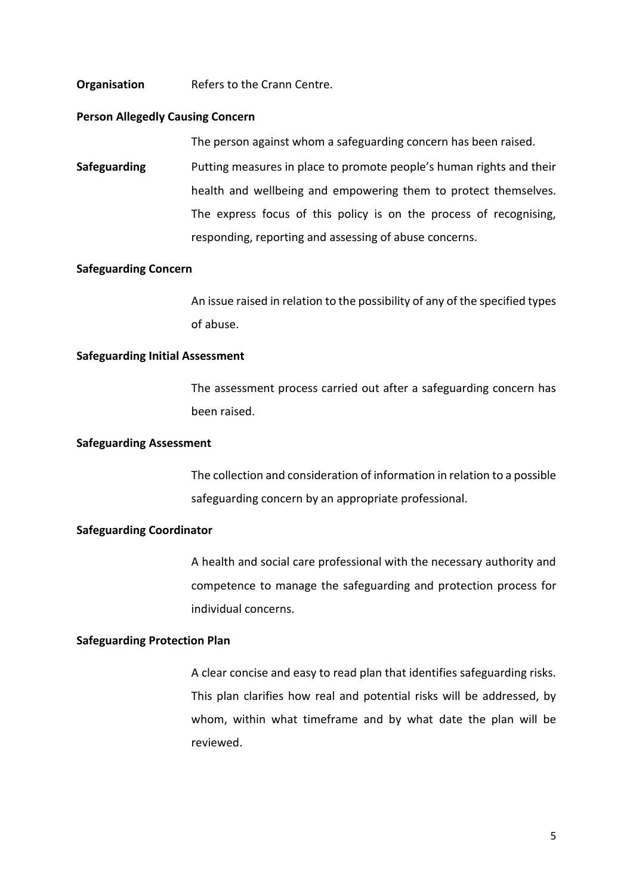**Organisation** Refers to the Crann Centre.

**Person Allegedly Causing Concern**

The person against whom a safeguarding concern has been raised.

**Safeguarding** Putting measures in place to promote people's human rights and their health and wellbeing and empowering them to protect themselves. The express focus of this policy is on the process of recognising, responding, reporting and assessing of abuse concerns.

**Safeguarding Concern**

An issue raised in relation to the possibility of any of the specified types of abuse.

**Safeguarding Initial Assessment**

The assessment process carried out after a safeguarding concern has been raised.

**Safeguarding Assessment**

The collection and consideration of information in relation to a possible safeguarding concern by an appropriate professional.

**Safeguarding Coordinator**

A health and social care professional with the necessary authority and competence to manage the safeguarding and protection process for individual concerns.

**Safeguarding Protection Plan**

A clear concise and easy to read plan that identifies safeguarding risks. This plan clarifies how real and potential risks will be addressed, by whom, within what timeframe and by what date the plan will be reviewed.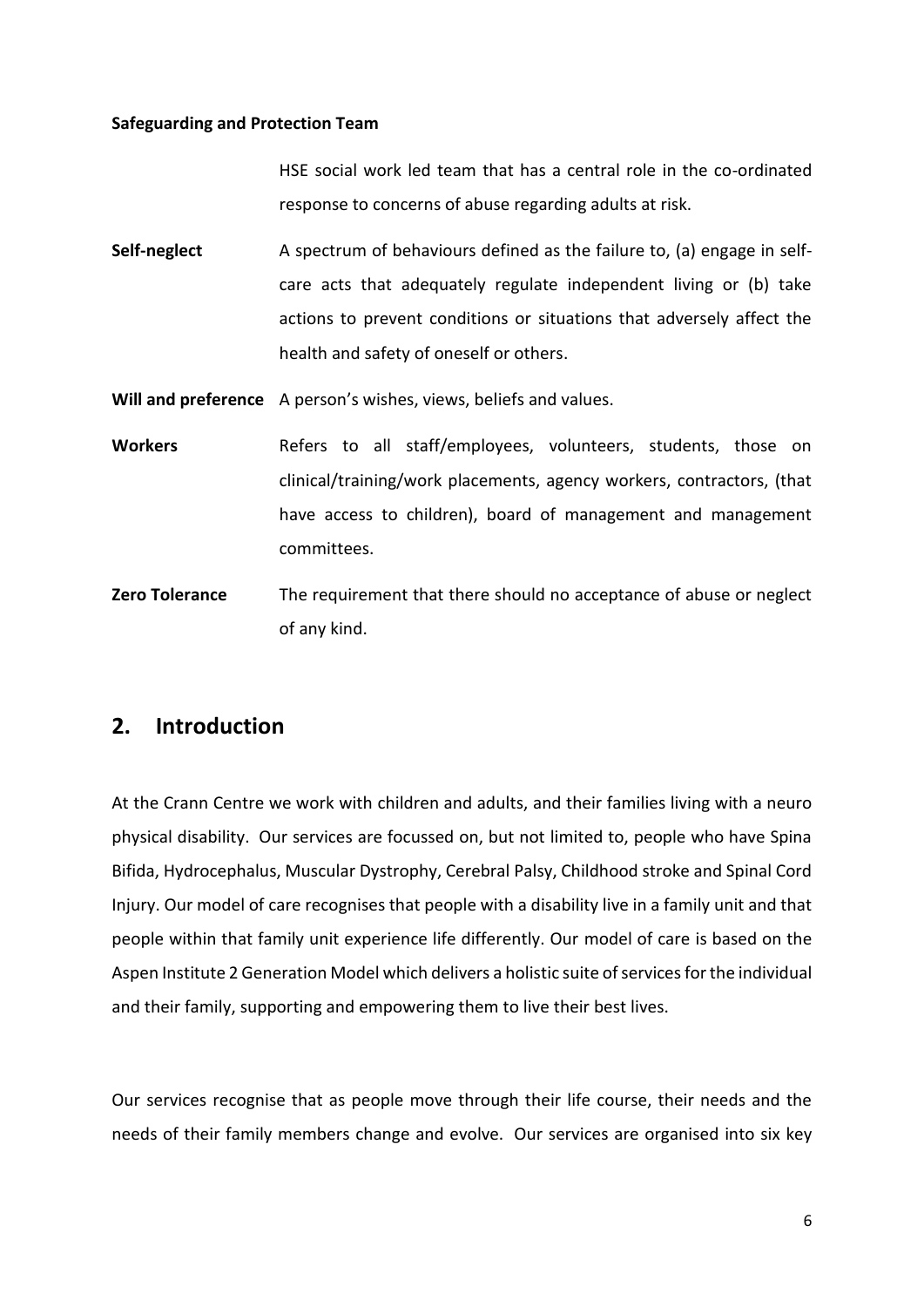**Safeguarding and Protection Team**

HSE social work led team that has a central role in the co-ordinated response to concerns of abuse regarding adults at risk.

**Self-neglect** A spectrum of behaviours defined as the failure to, (a) engage in self-care acts that adequately regulate independent living or (b) take actions to prevent conditions or situations that adversely affect the health and safety of oneself or others.

**Will and preference** A person's wishes, views, beliefs and values.

**Workers** Refers to all staff/employees, volunteers, students, those on clinical/training/work placements, agency workers, contractors, (that have access to children), board of management and management committees.

**Zero Tolerance** The requirement that there should no acceptance of abuse or neglect of any kind.

## 2. Introduction

At the Crann Centre we work with children and adults, and their families living with a neuro physical disability. Our services are focussed on, but not limited to, people who have Spina Bifida, Hydrocephalus, Muscular Dystrophy, Cerebral Palsy, Childhood stroke and Spinal Cord Injury. Our model of care recognises that people with a disability live in a family unit and that people within that family unit experience life differently. Our model of care is based on the Aspen Institute 2 Generation Model which delivers a holistic suite of services for the individual and their family, supporting and empowering them to live their best lives.

Our services recognise that as people move through their life course, their needs and the needs of their family members change and evolve. Our services are organised into six key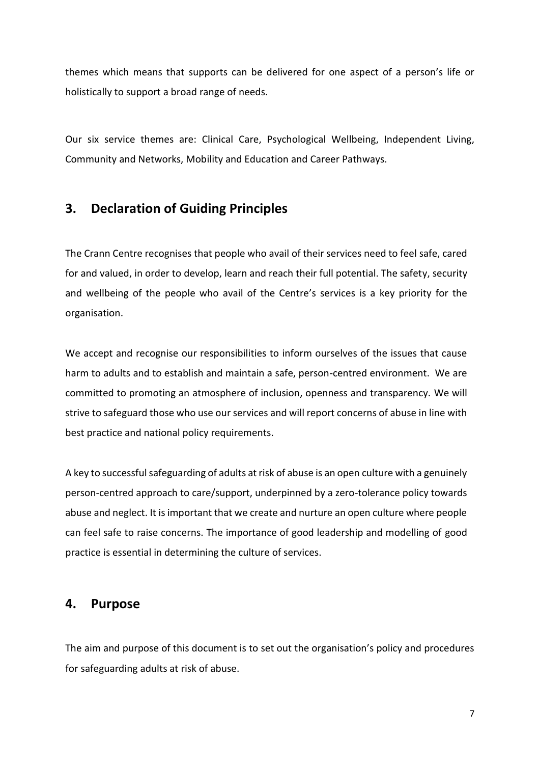themes which means that supports can be delivered for one aspect of a person's life or holistically to support a broad range of needs.

Our six service themes are: Clinical Care, Psychological Wellbeing, Independent Living, Community and Networks, Mobility and Education and Career Pathways.

## 3. Declaration of Guiding Principles

The Crann Centre recognises that people who avail of their services need to feel safe, cared for and valued, in order to develop, learn and reach their full potential. The safety, security and wellbeing of the people who avail of the Centre's services is a key priority for the organisation.

We accept and recognise our responsibilities to inform ourselves of the issues that cause harm to adults and to establish and maintain a safe, person-centred environment. We are committed to promoting an atmosphere of inclusion, openness and transparency. We will strive to safeguard those who use our services and will report concerns of abuse in line with best practice and national policy requirements.

A key to successful safeguarding of adults at risk of abuse is an open culture with a genuinely person-centred approach to care/support, underpinned by a zero-tolerance policy towards abuse and neglect. It is important that we create and nurture an open culture where people can feel safe to raise concerns. The importance of good leadership and modelling of good practice is essential in determining the culture of services.

## 4. Purpose

The aim and purpose of this document is to set out the organisation's policy and procedures for safeguarding adults at risk of abuse.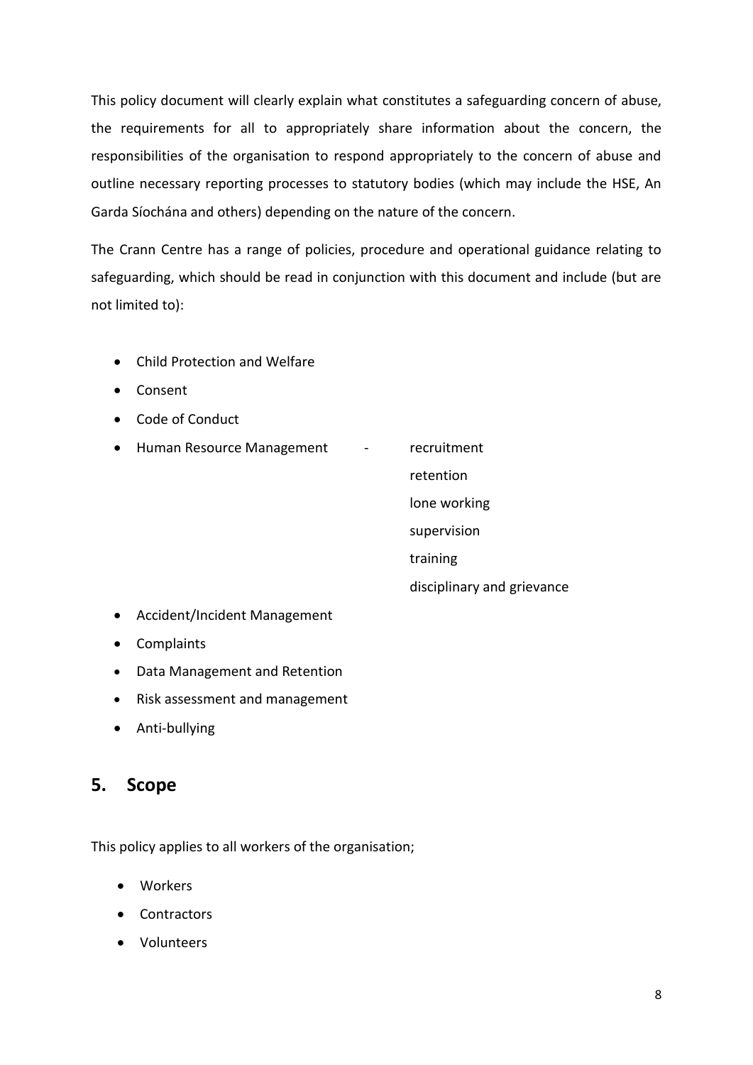This policy document will clearly explain what constitutes a safeguarding concern of abuse, the requirements for all to appropriately share information about the concern, the responsibilities of the organisation to respond appropriately to the concern of abuse and outline necessary reporting processes to statutory bodies (which may include the HSE, An Garda Síochána and others) depending on the nature of the concern.

The Crann Centre has a range of policies, procedure and operational guidance relating to safeguarding, which should be read in conjunction with this document and include (but are not limited to):

- Child Protection and Welfare
- Consent
- Code of Conduct
- Human Resource Management - recruitment
  - retention
  - lone working
  - supervision
  - training
  - disciplinary and grievance
- Accident/Incident Management
- Complaints
- Data Management and Retention
- Risk assessment and management
- Anti-bullying

## 5. Scope

This policy applies to all workers of the organisation;

- Workers
- Contractors
- Volunteers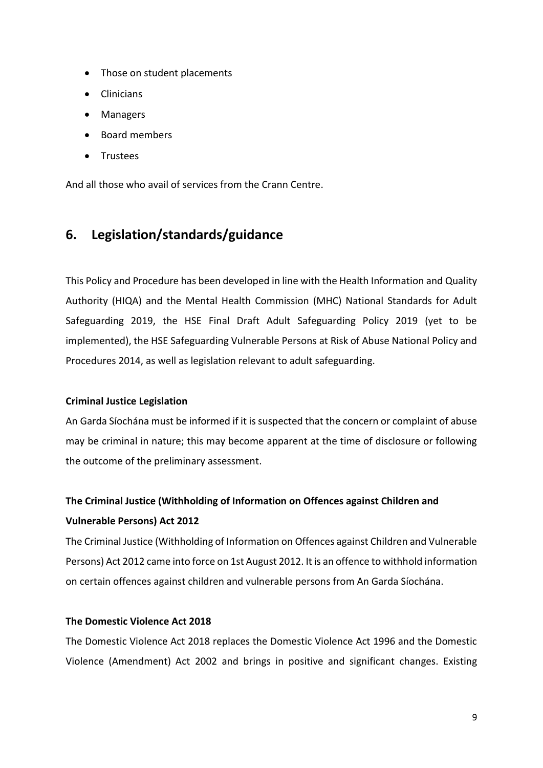- Those on student placements
- Clinicians
- Managers
- Board members
- Trustees

And all those who avail of services from the Crann Centre.

## 6. Legislation/standards/guidance

This Policy and Procedure has been developed in line with the Health Information and Quality Authority (HIQA) and the Mental Health Commission (MHC) National Standards for Adult Safeguarding 2019, the HSE Final Draft Adult Safeguarding Policy 2019 (yet to be implemented), the HSE Safeguarding Vulnerable Persons at Risk of Abuse National Policy and Procedures 2014, as well as legislation relevant to adult safeguarding.

**Criminal Justice Legislation**

An Garda Síochána must be informed if it is suspected that the concern or complaint of abuse may be criminal in nature; this may become apparent at the time of disclosure or following the outcome of the preliminary assessment.

**The Criminal Justice (Withholding of Information on Offences against Children and Vulnerable Persons) Act 2012**

The Criminal Justice (Withholding of Information on Offences against Children and Vulnerable Persons) Act 2012 came into force on 1st August 2012. It is an offence to withhold information on certain offences against children and vulnerable persons from An Garda Síochána.

**The Domestic Violence Act 2018**

The Domestic Violence Act 2018 replaces the Domestic Violence Act 1996 and the Domestic Violence (Amendment) Act 2002 and brings in positive and significant changes. Existing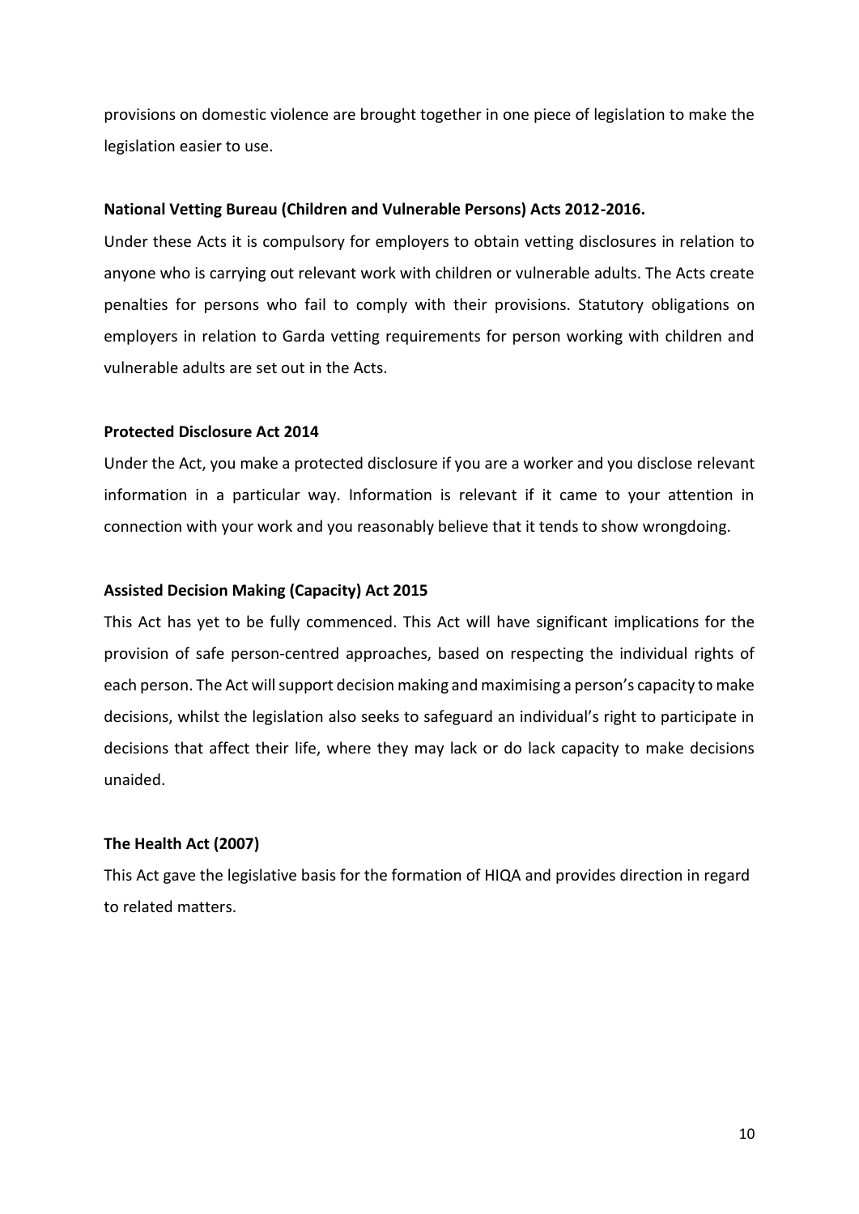provisions on domestic violence are brought together in one piece of legislation to make the legislation easier to use.

**National Vetting Bureau (Children and Vulnerable Persons) Acts 2012-2016.**

Under these Acts it is compulsory for employers to obtain vetting disclosures in relation to anyone who is carrying out relevant work with children or vulnerable adults. The Acts create penalties for persons who fail to comply with their provisions. Statutory obligations on employers in relation to Garda vetting requirements for person working with children and vulnerable adults are set out in the Acts.

**Protected Disclosure Act 2014**

Under the Act, you make a protected disclosure if you are a worker and you disclose relevant information in a particular way. Information is relevant if it came to your attention in connection with your work and you reasonably believe that it tends to show wrongdoing.

**Assisted Decision Making (Capacity) Act 2015**

This Act has yet to be fully commenced. This Act will have significant implications for the provision of safe person-centred approaches, based on respecting the individual rights of each person. The Act will support decision making and maximising a person's capacity to make decisions, whilst the legislation also seeks to safeguard an individual's right to participate in decisions that affect their life, where they may lack or do lack capacity to make decisions unaided.

**The Health Act (2007)**

This Act gave the legislative basis for the formation of HIQA and provides direction in regard to related matters.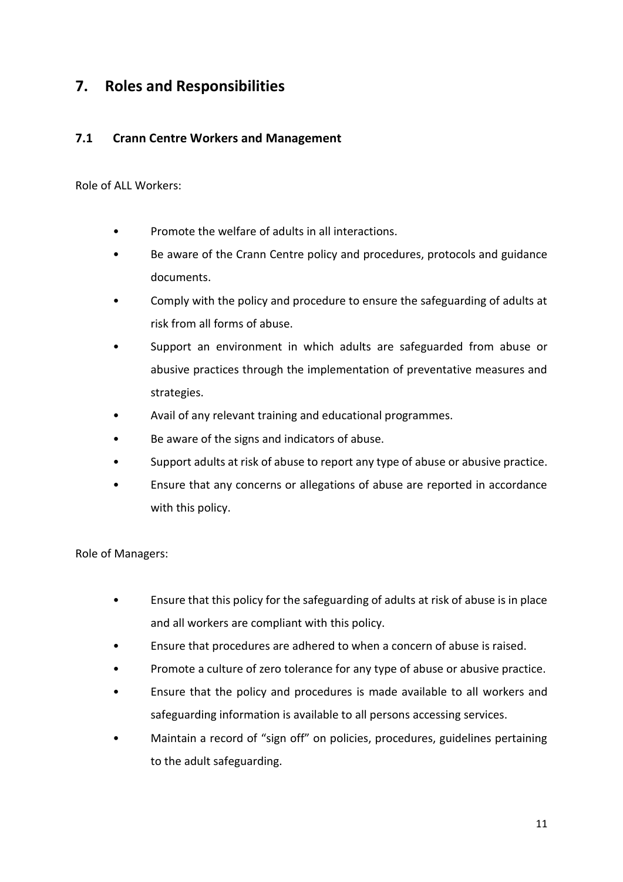## 7. Roles and Responsibilities

### 7.1 Crann Centre Workers and Management

Role of ALL Workers:

- Promote the welfare of adults in all interactions.
- Be aware of the Crann Centre policy and procedures, protocols and guidance documents.
- Comply with the policy and procedure to ensure the safeguarding of adults at risk from all forms of abuse.
- Support an environment in which adults are safeguarded from abuse or abusive practices through the implementation of preventative measures and strategies.
- Avail of any relevant training and educational programmes.
- Be aware of the signs and indicators of abuse.
- Support adults at risk of abuse to report any type of abuse or abusive practice.
- Ensure that any concerns or allegations of abuse are reported in accordance with this policy.

Role of Managers:

- Ensure that this policy for the safeguarding of adults at risk of abuse is in place and all workers are compliant with this policy.
- Ensure that procedures are adhered to when a concern of abuse is raised.
- Promote a culture of zero tolerance for any type of abuse or abusive practice.
- Ensure that the policy and procedures is made available to all workers and safeguarding information is available to all persons accessing services.
- Maintain a record of "sign off" on policies, procedures, guidelines pertaining to the adult safeguarding.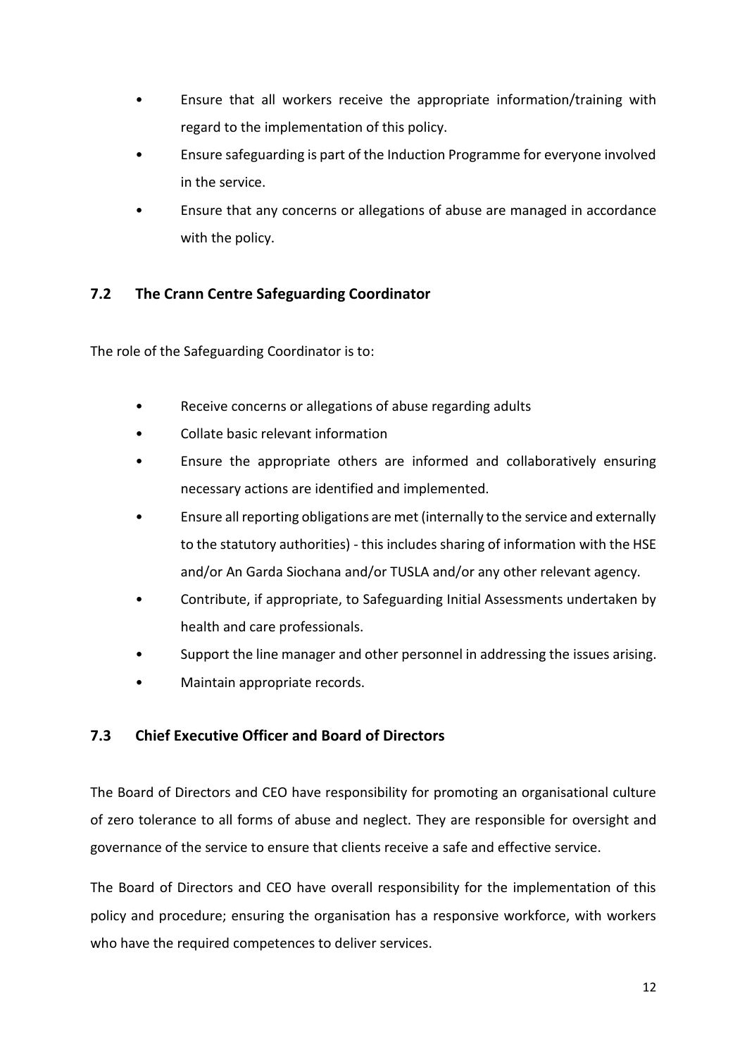- Ensure that all workers receive the appropriate information/training with regard to the implementation of this policy.
- Ensure safeguarding is part of the Induction Programme for everyone involved in the service.
- Ensure that any concerns or allegations of abuse are managed in accordance with the policy.

## 7.2 The Crann Centre Safeguarding Coordinator

The role of the Safeguarding Coordinator is to:

- Receive concerns or allegations of abuse regarding adults
- Collate basic relevant information
- Ensure the appropriate others are informed and collaboratively ensuring necessary actions are identified and implemented.
- Ensure all reporting obligations are met (internally to the service and externally to the statutory authorities) - this includes sharing of information with the HSE and/or An Garda Siochana and/or TUSLA and/or any other relevant agency.
- Contribute, if appropriate, to Safeguarding Initial Assessments undertaken by health and care professionals.
- Support the line manager and other personnel in addressing the issues arising.
- Maintain appropriate records.

## 7.3 Chief Executive Officer and Board of Directors

The Board of Directors and CEO have responsibility for promoting an organisational culture of zero tolerance to all forms of abuse and neglect. They are responsible for oversight and governance of the service to ensure that clients receive a safe and effective service.

The Board of Directors and CEO have overall responsibility for the implementation of this policy and procedure; ensuring the organisation has a responsive workforce, with workers who have the required competences to deliver services.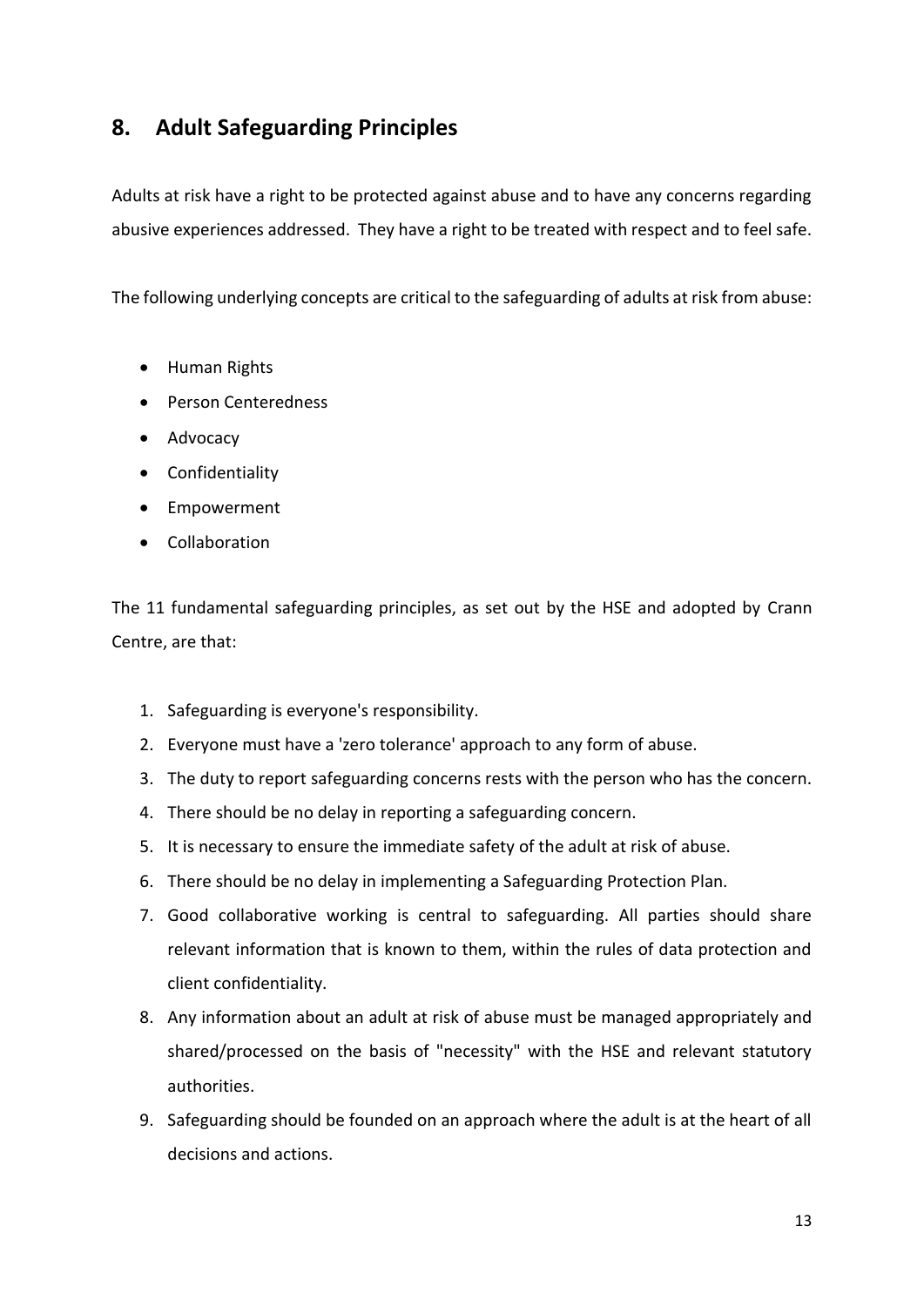## 8. Adult Safeguarding Principles

Adults at risk have a right to be protected against abuse and to have any concerns regarding abusive experiences addressed. They have a right to be treated with respect and to feel safe.

The following underlying concepts are critical to the safeguarding of adults at risk from abuse:

- Human Rights
- Person Centeredness
- Advocacy
- Confidentiality
- Empowerment
- Collaboration

The 11 fundamental safeguarding principles, as set out by the HSE and adopted by Crann Centre, are that:

1. Safeguarding is everyone's responsibility.
2. Everyone must have a 'zero tolerance' approach to any form of abuse.
3. The duty to report safeguarding concerns rests with the person who has the concern.
4. There should be no delay in reporting a safeguarding concern.
5. It is necessary to ensure the immediate safety of the adult at risk of abuse.
6. There should be no delay in implementing a Safeguarding Protection Plan.
7. Good collaborative working is central to safeguarding. All parties should share relevant information that is known to them, within the rules of data protection and client confidentiality.
8. Any information about an adult at risk of abuse must be managed appropriately and shared/processed on the basis of "necessity" with the HSE and relevant statutory authorities.
9. Safeguarding should be founded on an approach where the adult is at the heart of all decisions and actions.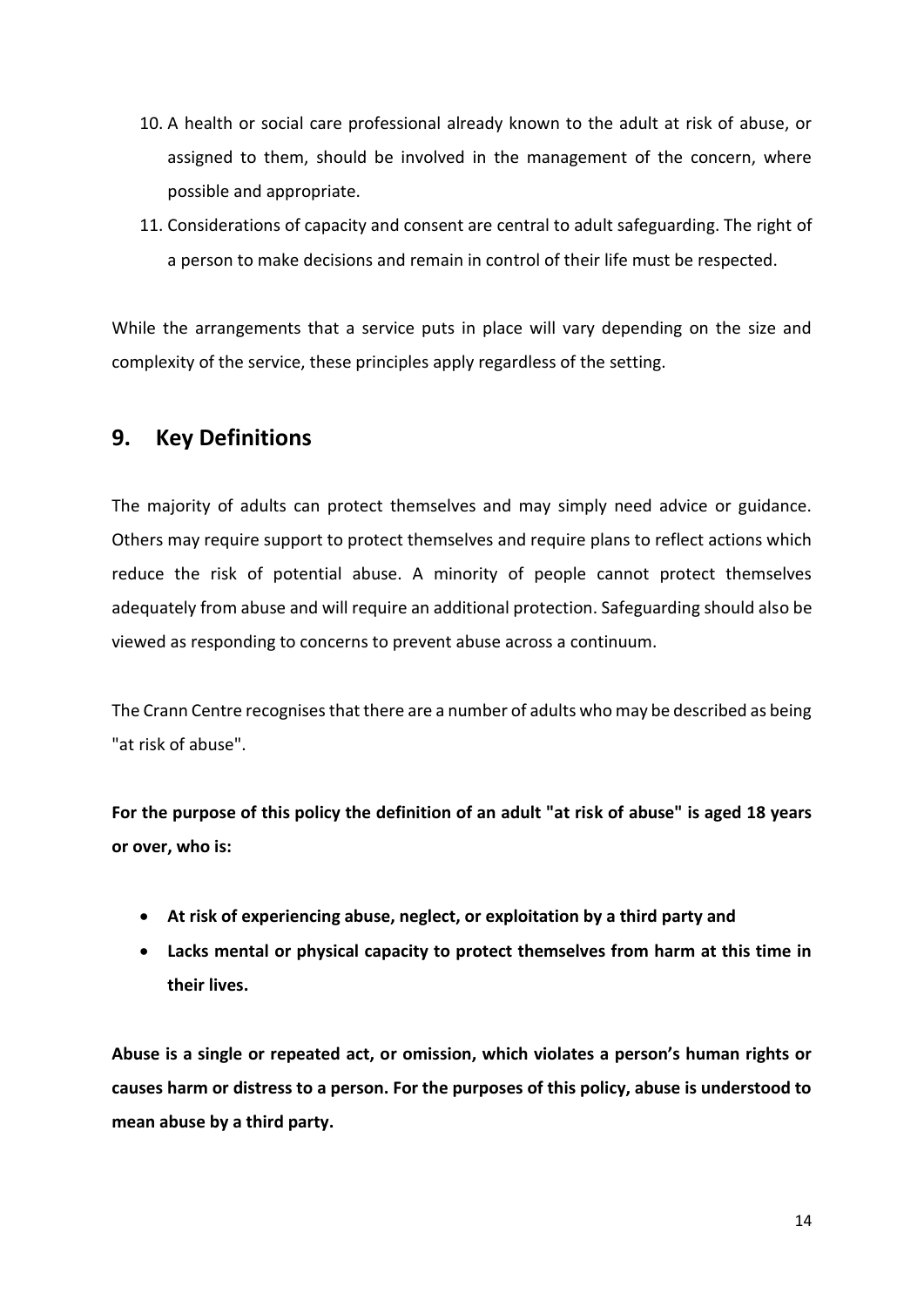10. A health or social care professional already known to the adult at risk of abuse, or assigned to them, should be involved in the management of the concern, where possible and appropriate.
11. Considerations of capacity and consent are central to adult safeguarding. The right of a person to make decisions and remain in control of their life must be respected.

While the arrangements that a service puts in place will vary depending on the size and complexity of the service, these principles apply regardless of the setting.

## 9. Key Definitions

The majority of adults can protect themselves and may simply need advice or guidance. Others may require support to protect themselves and require plans to reflect actions which reduce the risk of potential abuse. A minority of people cannot protect themselves adequately from abuse and will require an additional protection. Safeguarding should also be viewed as responding to concerns to prevent abuse across a continuum.

The Crann Centre recognises that there are a number of adults who may be described as being "at risk of abuse".

**For the purpose of this policy the definition of an adult "at risk of abuse" is aged 18 years or over, who is:**

- **At risk of experiencing abuse, neglect, or exploitation by a third party and**
- **Lacks mental or physical capacity to protect themselves from harm at this time in their lives.**

**Abuse is a single or repeated act, or omission, which violates a person's human rights or causes harm or distress to a person. For the purposes of this policy, abuse is understood to mean abuse by a third party.**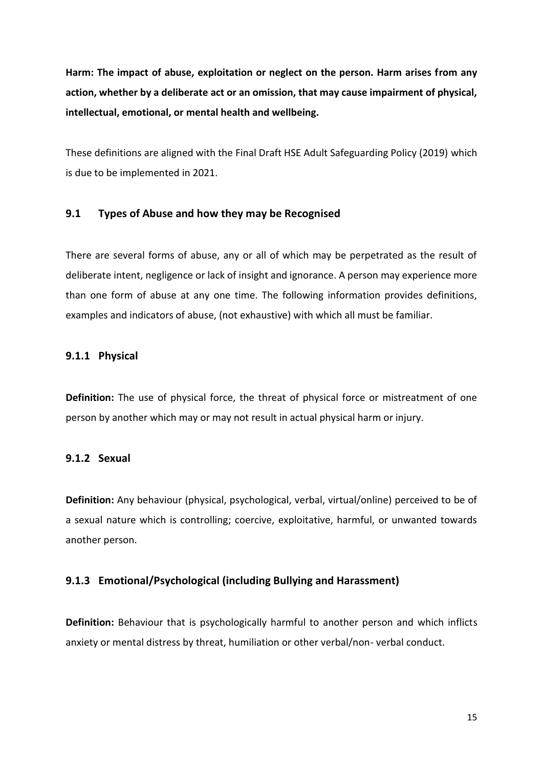**Harm: The impact of abuse, exploitation or neglect on the person. Harm arises from any action, whether by a deliberate act or an omission, that may cause impairment of physical, intellectual, emotional, or mental health and wellbeing.**

These definitions are aligned with the Final Draft HSE Adult Safeguarding Policy (2019) which is due to be implemented in 2021.

## 9.1 Types of Abuse and how they may be Recognised

There are several forms of abuse, any or all of which may be perpetrated as the result of deliberate intent, negligence or lack of insight and ignorance. A person may experience more than one form of abuse at any one time. The following information provides definitions, examples and indicators of abuse, (not exhaustive) with which all must be familiar.

### 9.1.1 Physical

**Definition:** The use of physical force, the threat of physical force or mistreatment of one person by another which may or may not result in actual physical harm or injury.

### 9.1.2 Sexual

**Definition:** Any behaviour (physical, psychological, verbal, virtual/online) perceived to be of a sexual nature which is controlling; coercive, exploitative, harmful, or unwanted towards another person.

### 9.1.3 Emotional/Psychological (including Bullying and Harassment)

**Definition:** Behaviour that is psychologically harmful to another person and which inflicts anxiety or mental distress by threat, humiliation or other verbal/non- verbal conduct.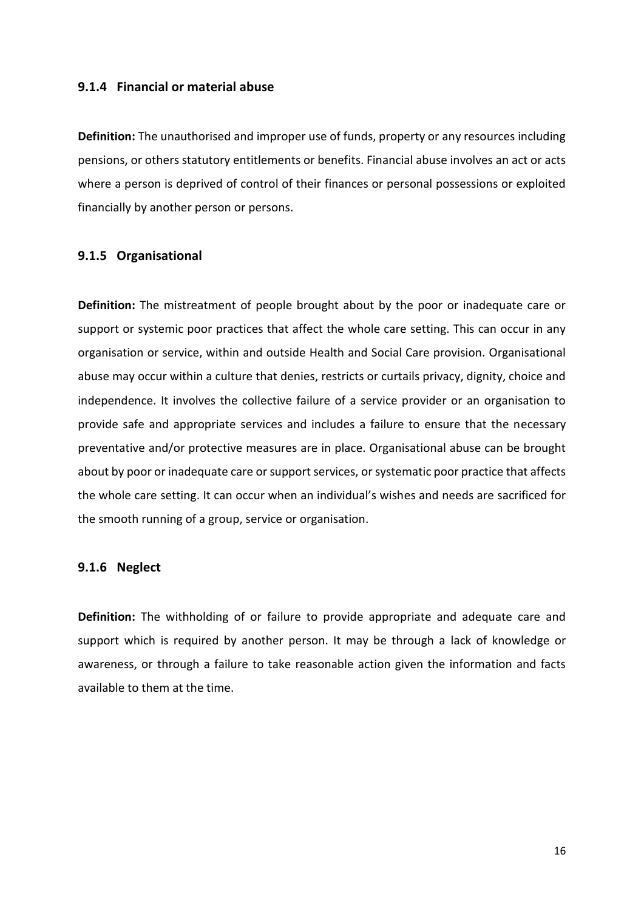### 9.1.4 Financial or material abuse

**Definition:** The unauthorised and improper use of funds, property or any resources including pensions, or others statutory entitlements or benefits. Financial abuse involves an act or acts where a person is deprived of control of their finances or personal possessions or exploited financially by another person or persons.

### 9.1.5 Organisational

**Definition:** The mistreatment of people brought about by the poor or inadequate care or support or systemic poor practices that affect the whole care setting. This can occur in any organisation or service, within and outside Health and Social Care provision. Organisational abuse may occur within a culture that denies, restricts or curtails privacy, dignity, choice and independence. It involves the collective failure of a service provider or an organisation to provide safe and appropriate services and includes a failure to ensure that the necessary preventative and/or protective measures are in place. Organisational abuse can be brought about by poor or inadequate care or support services, or systematic poor practice that affects the whole care setting. It can occur when an individual's wishes and needs are sacrificed for the smooth running of a group, service or organisation.

### 9.1.6 Neglect

**Definition:** The withholding of or failure to provide appropriate and adequate care and support which is required by another person. It may be through a lack of knowledge or awareness, or through a failure to take reasonable action given the information and facts available to them at the time.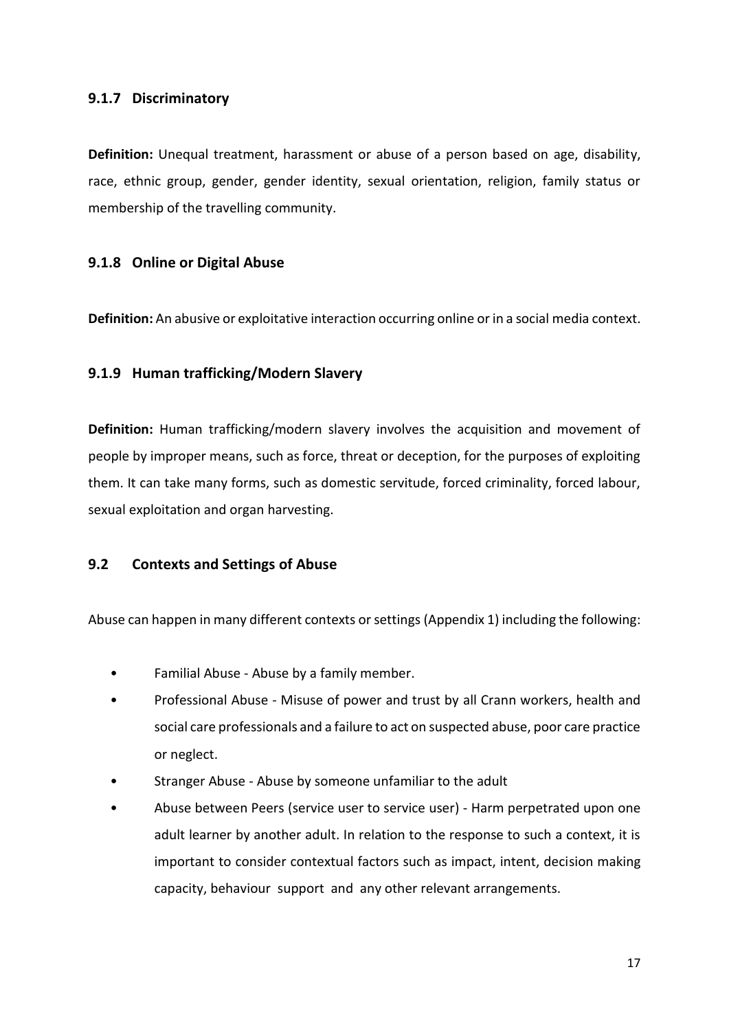### 9.1.7 Discriminatory

**Definition:** Unequal treatment, harassment or abuse of a person based on age, disability, race, ethnic group, gender, gender identity, sexual orientation, religion, family status or membership of the travelling community.

### 9.1.8 Online or Digital Abuse

**Definition:** An abusive or exploitative interaction occurring online or in a social media context.

### 9.1.9 Human trafficking/Modern Slavery

**Definition:** Human trafficking/modern slavery involves the acquisition and movement of people by improper means, such as force, threat or deception, for the purposes of exploiting them. It can take many forms, such as domestic servitude, forced criminality, forced labour, sexual exploitation and organ harvesting.

## 9.2 Contexts and Settings of Abuse

Abuse can happen in many different contexts or settings (Appendix 1) including the following:

- Familial Abuse - Abuse by a family member.
- Professional Abuse - Misuse of power and trust by all Crann workers, health and social care professionals and a failure to act on suspected abuse, poor care practice or neglect.
- Stranger Abuse - Abuse by someone unfamiliar to the adult
- Abuse between Peers (service user to service user) - Harm perpetrated upon one adult learner by another adult. In relation to the response to such a context, it is important to consider contextual factors such as impact, intent, decision making capacity, behaviour support and any other relevant arrangements.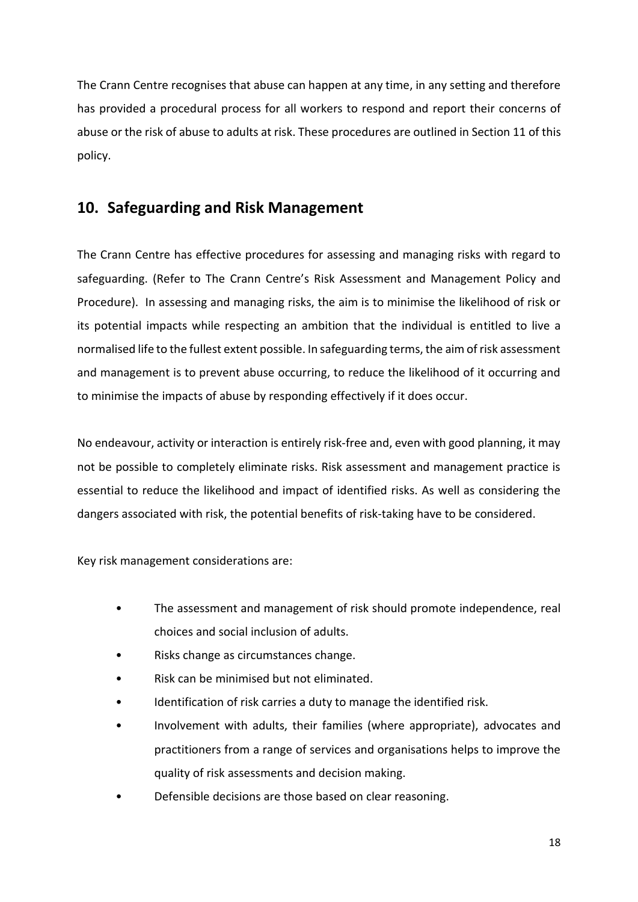The Crann Centre recognises that abuse can happen at any time, in any setting and therefore has provided a procedural process for all workers to respond and report their concerns of abuse or the risk of abuse to adults at risk. These procedures are outlined in Section 11 of this policy.

## 10. Safeguarding and Risk Management

The Crann Centre has effective procedures for assessing and managing risks with regard to safeguarding. (Refer to The Crann Centre's Risk Assessment and Management Policy and Procedure). In assessing and managing risks, the aim is to minimise the likelihood of risk or its potential impacts while respecting an ambition that the individual is entitled to live a normalised life to the fullest extent possible. In safeguarding terms, the aim of risk assessment and management is to prevent abuse occurring, to reduce the likelihood of it occurring and to minimise the impacts of abuse by responding effectively if it does occur.

No endeavour, activity or interaction is entirely risk-free and, even with good planning, it may not be possible to completely eliminate risks. Risk assessment and management practice is essential to reduce the likelihood and impact of identified risks. As well as considering the dangers associated with risk, the potential benefits of risk-taking have to be considered.

Key risk management considerations are:

- The assessment and management of risk should promote independence, real choices and social inclusion of adults.
- Risks change as circumstances change.
- Risk can be minimised but not eliminated.
- Identification of risk carries a duty to manage the identified risk.
- Involvement with adults, their families (where appropriate), advocates and practitioners from a range of services and organisations helps to improve the quality of risk assessments and decision making.
- Defensible decisions are those based on clear reasoning.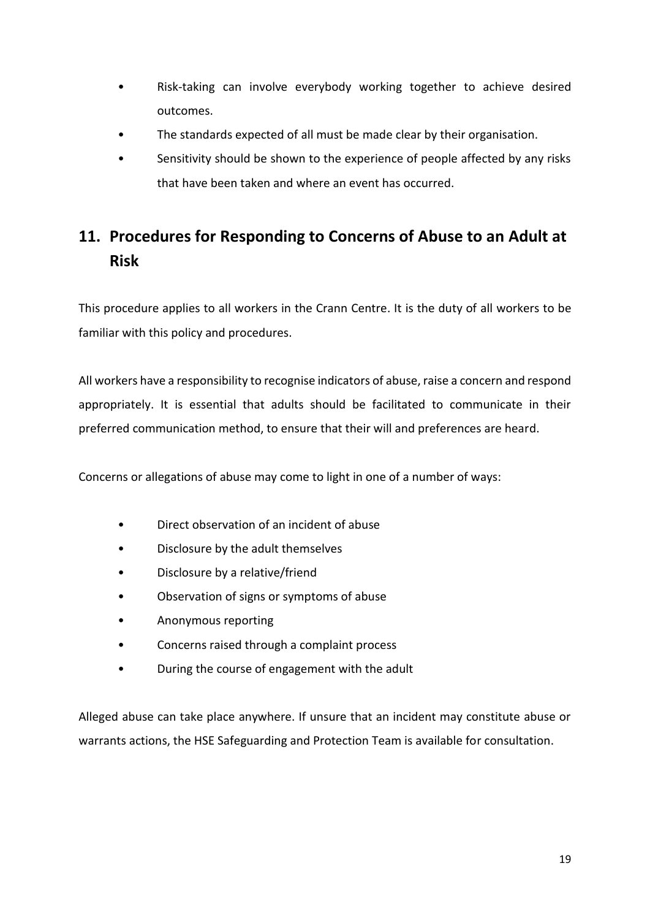- Risk-taking can involve everybody working together to achieve desired outcomes.
- The standards expected of all must be made clear by their organisation.
- Sensitivity should be shown to the experience of people affected by any risks that have been taken and where an event has occurred.

## 11. Procedures for Responding to Concerns of Abuse to an Adult at Risk

This procedure applies to all workers in the Crann Centre. It is the duty of all workers to be familiar with this policy and procedures.

All workers have a responsibility to recognise indicators of abuse, raise a concern and respond appropriately. It is essential that adults should be facilitated to communicate in their preferred communication method, to ensure that their will and preferences are heard.

Concerns or allegations of abuse may come to light in one of a number of ways:

- Direct observation of an incident of abuse
- Disclosure by the adult themselves
- Disclosure by a relative/friend
- Observation of signs or symptoms of abuse
- Anonymous reporting
- Concerns raised through a complaint process
- During the course of engagement with the adult

Alleged abuse can take place anywhere. If unsure that an incident may constitute abuse or warrants actions, the HSE Safeguarding and Protection Team is available for consultation.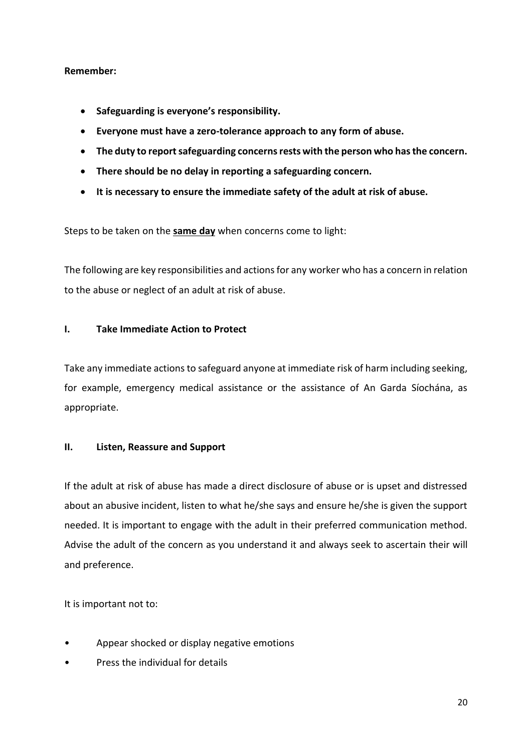**Remember:**

- **Safeguarding is everyone's responsibility.**
- **Everyone must have a zero-tolerance approach to any form of abuse.**
- **The duty to report safeguarding concerns rests with the person who has the concern.**
- **There should be no delay in reporting a safeguarding concern.**
- **It is necessary to ensure the immediate safety of the adult at risk of abuse.**

Steps to be taken on the **same day** when concerns come to light:

The following are key responsibilities and actions for any worker who has a concern in relation to the abuse or neglect of an adult at risk of abuse.

### I. Take Immediate Action to Protect

Take any immediate actions to safeguard anyone at immediate risk of harm including seeking, for example, emergency medical assistance or the assistance of An Garda Síochána, as appropriate.

### II. Listen, Reassure and Support

If the adult at risk of abuse has made a direct disclosure of abuse or is upset and distressed about an abusive incident, listen to what he/she says and ensure he/she is given the support needed. It is important to engage with the adult in their preferred communication method. Advise the adult of the concern as you understand it and always seek to ascertain their will and preference.

It is important not to:

- Appear shocked or display negative emotions
- Press the individual for details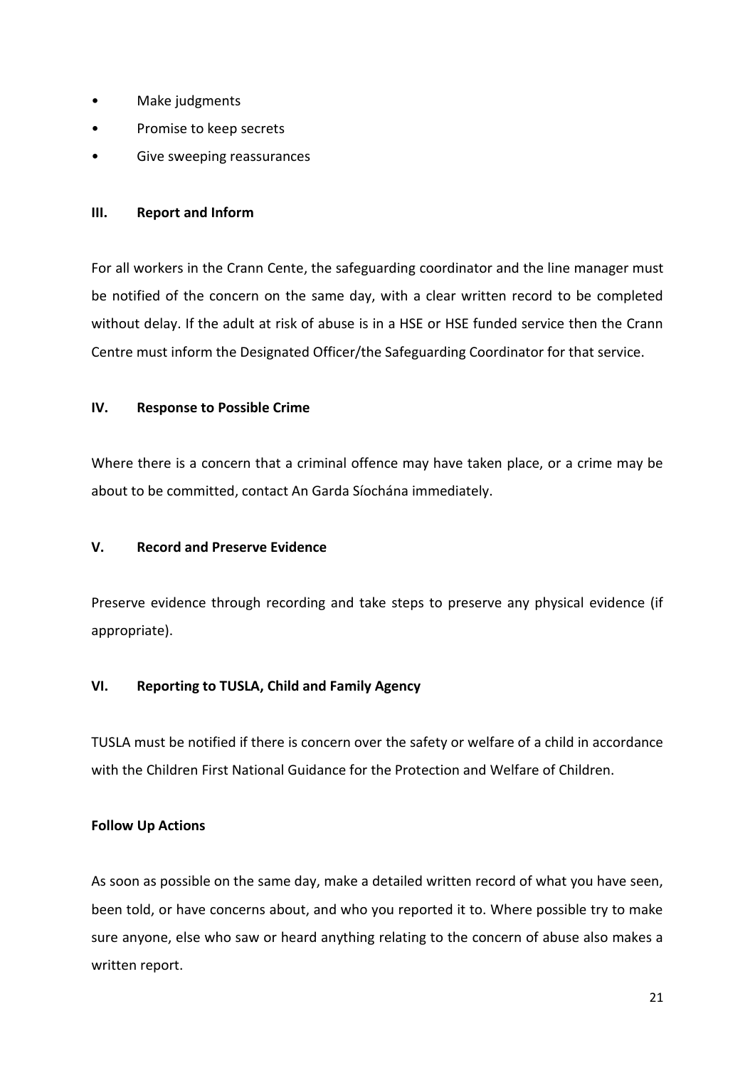- Make judgments
- Promise to keep secrets
- Give sweeping reassurances

### III. Report and Inform

For all workers in the Crann Cente, the safeguarding coordinator and the line manager must be notified of the concern on the same day, with a clear written record to be completed without delay. If the adult at risk of abuse is in a HSE or HSE funded service then the Crann Centre must inform the Designated Officer/the Safeguarding Coordinator for that service.

### IV. Response to Possible Crime

Where there is a concern that a criminal offence may have taken place, or a crime may be about to be committed, contact An Garda Síochána immediately.

### V. Record and Preserve Evidence

Preserve evidence through recording and take steps to preserve any physical evidence (if appropriate).

### VI. Reporting to TUSLA, Child and Family Agency

TUSLA must be notified if there is concern over the safety or welfare of a child in accordance with the Children First National Guidance for the Protection and Welfare of Children.

### Follow Up Actions

As soon as possible on the same day, make a detailed written record of what you have seen, been told, or have concerns about, and who you reported it to. Where possible try to make sure anyone, else who saw or heard anything relating to the concern of abuse also makes a written report.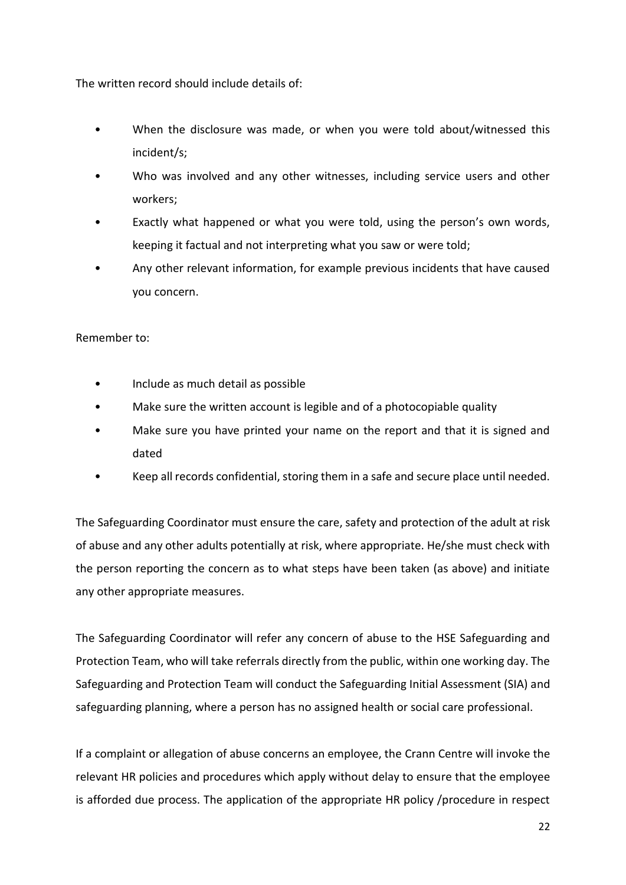The written record should include details of:

- When the disclosure was made, or when you were told about/witnessed this incident/s;
- Who was involved and any other witnesses, including service users and other workers;
- Exactly what happened or what you were told, using the person's own words, keeping it factual and not interpreting what you saw or were told;
- Any other relevant information, for example previous incidents that have caused you concern.

Remember to:

- Include as much detail as possible
- Make sure the written account is legible and of a photocopiable quality
- Make sure you have printed your name on the report and that it is signed and dated
- Keep all records confidential, storing them in a safe and secure place until needed.

The Safeguarding Coordinator must ensure the care, safety and protection of the adult at risk of abuse and any other adults potentially at risk, where appropriate. He/she must check with the person reporting the concern as to what steps have been taken (as above) and initiate any other appropriate measures.

The Safeguarding Coordinator will refer any concern of abuse to the HSE Safeguarding and Protection Team, who will take referrals directly from the public, within one working day. The Safeguarding and Protection Team will conduct the Safeguarding Initial Assessment (SIA) and safeguarding planning, where a person has no assigned health or social care professional.

If a complaint or allegation of abuse concerns an employee, the Crann Centre will invoke the relevant HR policies and procedures which apply without delay to ensure that the employee is afforded due process. The application of the appropriate HR policy /procedure in respect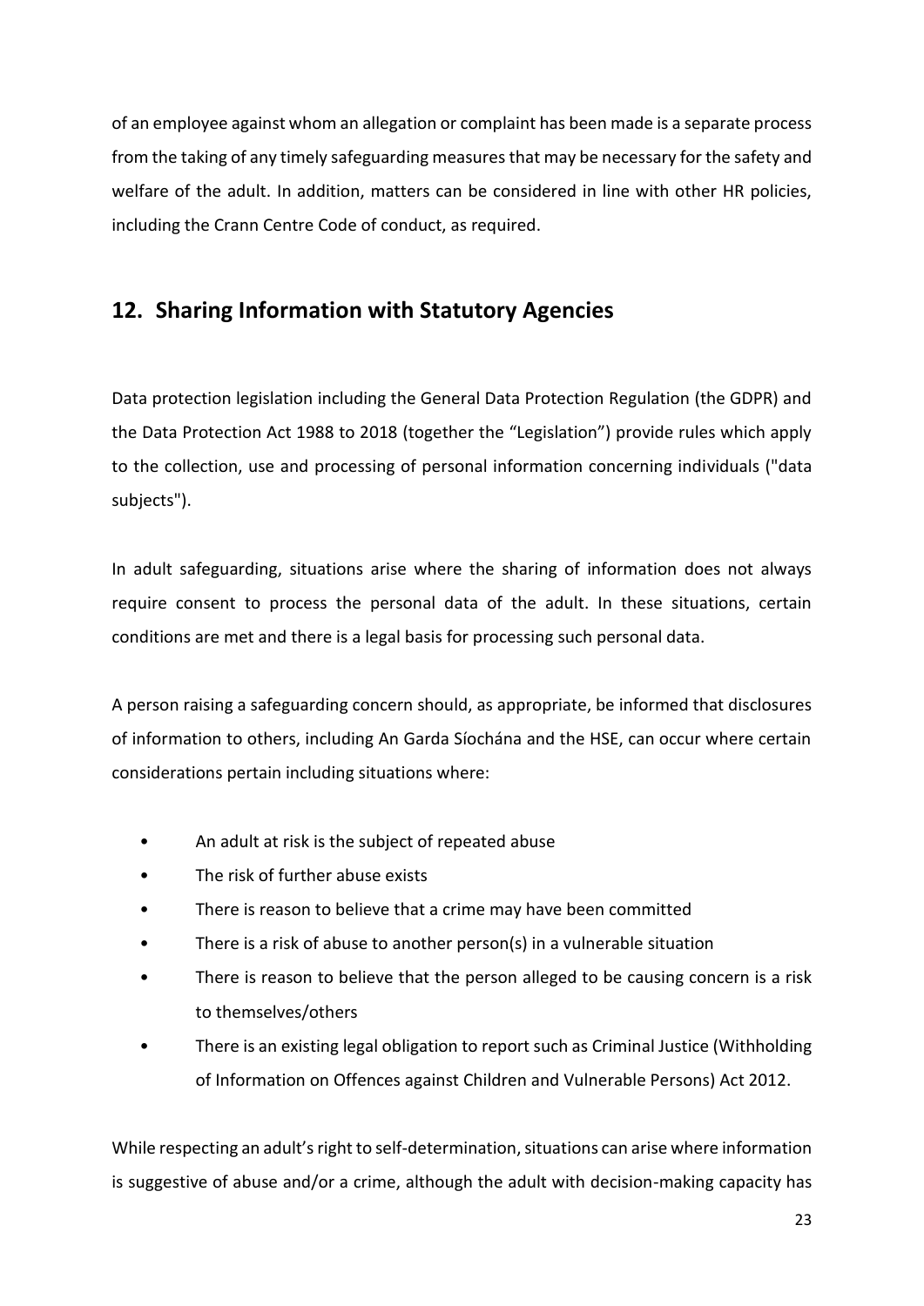of an employee against whom an allegation or complaint has been made is a separate process from the taking of any timely safeguarding measures that may be necessary for the safety and welfare of the adult. In addition, matters can be considered in line with other HR policies, including the Crann Centre Code of conduct, as required.

## 12. Sharing Information with Statutory Agencies

Data protection legislation including the General Data Protection Regulation (the GDPR) and the Data Protection Act 1988 to 2018 (together the "Legislation") provide rules which apply to the collection, use and processing of personal information concerning individuals ("data subjects").

In adult safeguarding, situations arise where the sharing of information does not always require consent to process the personal data of the adult. In these situations, certain conditions are met and there is a legal basis for processing such personal data.

A person raising a safeguarding concern should, as appropriate, be informed that disclosures of information to others, including An Garda Síochána and the HSE, can occur where certain considerations pertain including situations where:

- An adult at risk is the subject of repeated abuse
- The risk of further abuse exists
- There is reason to believe that a crime may have been committed
- There is a risk of abuse to another person(s) in a vulnerable situation
- There is reason to believe that the person alleged to be causing concern is a risk to themselves/others
- There is an existing legal obligation to report such as Criminal Justice (Withholding of Information on Offences against Children and Vulnerable Persons) Act 2012.

While respecting an adult's right to self-determination, situations can arise where information is suggestive of abuse and/or a crime, although the adult with decision-making capacity has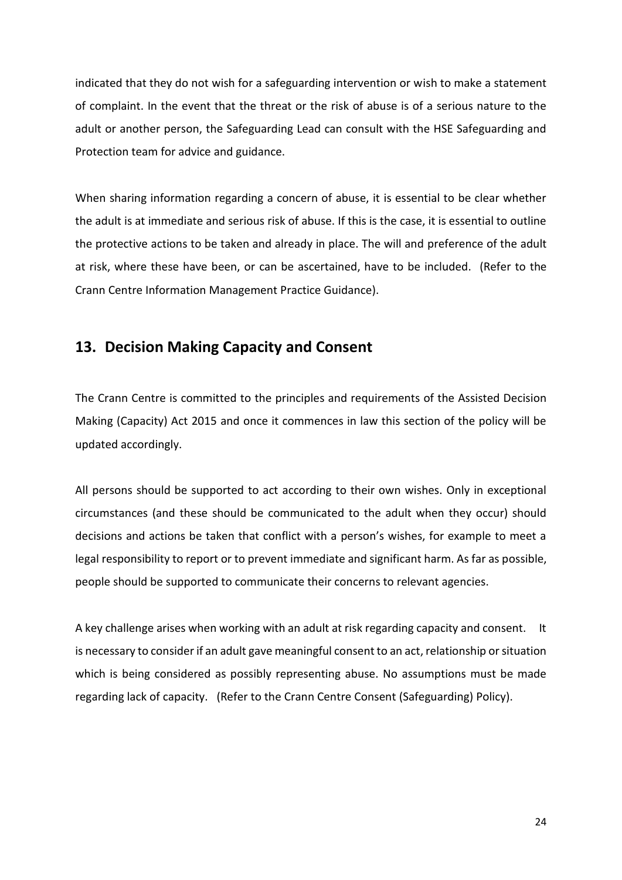indicated that they do not wish for a safeguarding intervention or wish to make a statement of complaint. In the event that the threat or the risk of abuse is of a serious nature to the adult or another person, the Safeguarding Lead can consult with the HSE Safeguarding and Protection team for advice and guidance.

When sharing information regarding a concern of abuse, it is essential to be clear whether the adult is at immediate and serious risk of abuse. If this is the case, it is essential to outline the protective actions to be taken and already in place. The will and preference of the adult at risk, where these have been, or can be ascertained, have to be included. (Refer to the Crann Centre Information Management Practice Guidance).

## 13. Decision Making Capacity and Consent

The Crann Centre is committed to the principles and requirements of the Assisted Decision Making (Capacity) Act 2015 and once it commences in law this section of the policy will be updated accordingly.

All persons should be supported to act according to their own wishes. Only in exceptional circumstances (and these should be communicated to the adult when they occur) should decisions and actions be taken that conflict with a person's wishes, for example to meet a legal responsibility to report or to prevent immediate and significant harm. As far as possible, people should be supported to communicate their concerns to relevant agencies.

A key challenge arises when working with an adult at risk regarding capacity and consent. It is necessary to consider if an adult gave meaningful consent to an act, relationship or situation which is being considered as possibly representing abuse. No assumptions must be made regarding lack of capacity. (Refer to the Crann Centre Consent (Safeguarding) Policy).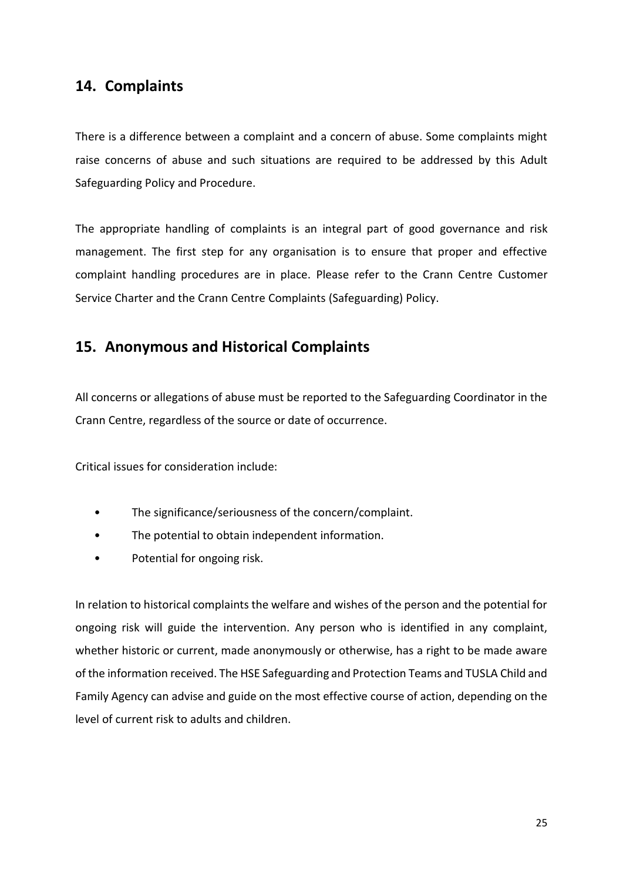## 14. Complaints

There is a difference between a complaint and a concern of abuse. Some complaints might raise concerns of abuse and such situations are required to be addressed by this Adult Safeguarding Policy and Procedure.

The appropriate handling of complaints is an integral part of good governance and risk management. The first step for any organisation is to ensure that proper and effective complaint handling procedures are in place. Please refer to the Crann Centre Customer Service Charter and the Crann Centre Complaints (Safeguarding) Policy.

## 15. Anonymous and Historical Complaints

All concerns or allegations of abuse must be reported to the Safeguarding Coordinator in the Crann Centre, regardless of the source or date of occurrence.

Critical issues for consideration include:

- The significance/seriousness of the concern/complaint.
- The potential to obtain independent information.
- Potential for ongoing risk.

In relation to historical complaints the welfare and wishes of the person and the potential for ongoing risk will guide the intervention. Any person who is identified in any complaint, whether historic or current, made anonymously or otherwise, has a right to be made aware of the information received. The HSE Safeguarding and Protection Teams and TUSLA Child and Family Agency can advise and guide on the most effective course of action, depending on the level of current risk to adults and children.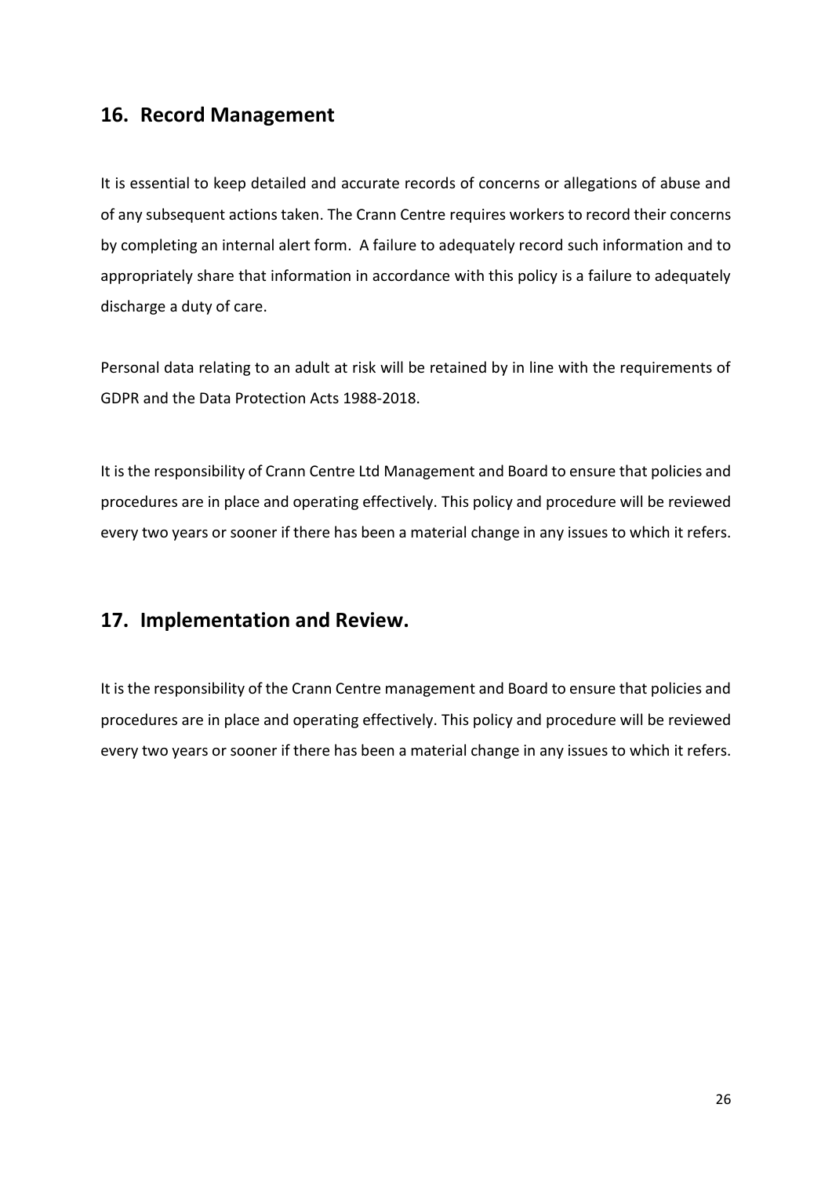## 16. Record Management

It is essential to keep detailed and accurate records of concerns or allegations of abuse and of any subsequent actions taken. The Crann Centre requires workers to record their concerns by completing an internal alert form. A failure to adequately record such information and to appropriately share that information in accordance with this policy is a failure to adequately discharge a duty of care.

Personal data relating to an adult at risk will be retained by in line with the requirements of GDPR and the Data Protection Acts 1988-2018.

It is the responsibility of Crann Centre Ltd Management and Board to ensure that policies and procedures are in place and operating effectively. This policy and procedure will be reviewed every two years or sooner if there has been a material change in any issues to which it refers.

## 17. Implementation and Review.

It is the responsibility of the Crann Centre management and Board to ensure that policies and procedures are in place and operating effectively. This policy and procedure will be reviewed every two years or sooner if there has been a material change in any issues to which it refers.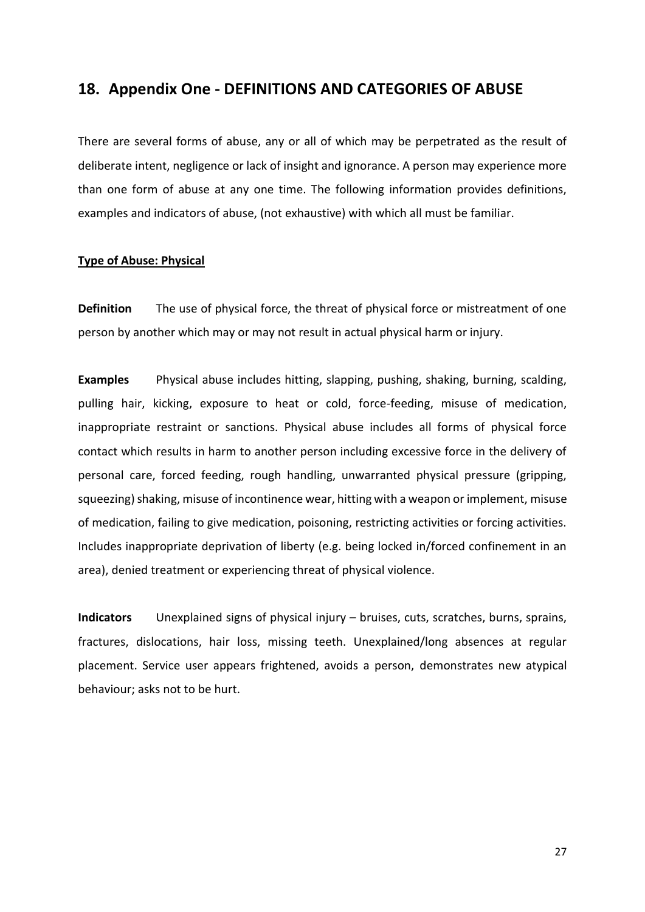## 18. Appendix One - DEFINITIONS AND CATEGORIES OF ABUSE

There are several forms of abuse, any or all of which may be perpetrated as the result of deliberate intent, negligence or lack of insight and ignorance. A person may experience more than one form of abuse at any one time. The following information provides definitions, examples and indicators of abuse, (not exhaustive) with which all must be familiar.

**Type of Abuse: Physical**

**Definition** The use of physical force, the threat of physical force or mistreatment of one person by another which may or may not result in actual physical harm or injury.

**Examples** Physical abuse includes hitting, slapping, pushing, shaking, burning, scalding, pulling hair, kicking, exposure to heat or cold, force-feeding, misuse of medication, inappropriate restraint or sanctions. Physical abuse includes all forms of physical force contact which results in harm to another person including excessive force in the delivery of personal care, forced feeding, rough handling, unwarranted physical pressure (gripping, squeezing) shaking, misuse of incontinence wear, hitting with a weapon or implement, misuse of medication, failing to give medication, poisoning, restricting activities or forcing activities. Includes inappropriate deprivation of liberty (e.g. being locked in/forced confinement in an area), denied treatment or experiencing threat of physical violence.

**Indicators** Unexplained signs of physical injury – bruises, cuts, scratches, burns, sprains, fractures, dislocations, hair loss, missing teeth. Unexplained/long absences at regular placement. Service user appears frightened, avoids a person, demonstrates new atypical behaviour; asks not to be hurt.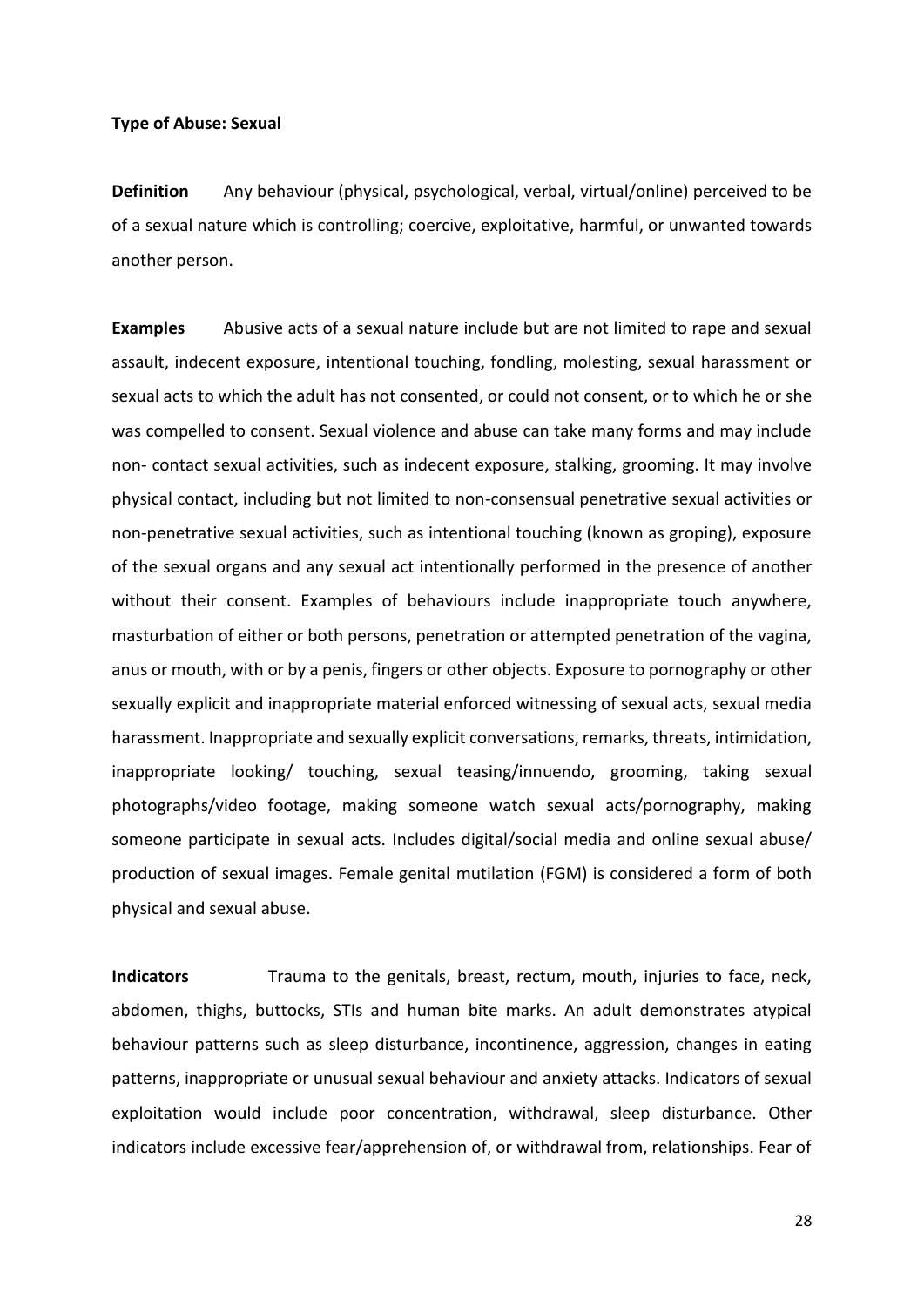**Type of Abuse: Sexual**

**Definition** Any behaviour (physical, psychological, verbal, virtual/online) perceived to be of a sexual nature which is controlling; coercive, exploitative, harmful, or unwanted towards another person.

**Examples** Abusive acts of a sexual nature include but are not limited to rape and sexual assault, indecent exposure, intentional touching, fondling, molesting, sexual harassment or sexual acts to which the adult has not consented, or could not consent, or to which he or she was compelled to consent. Sexual violence and abuse can take many forms and may include non- contact sexual activities, such as indecent exposure, stalking, grooming. It may involve physical contact, including but not limited to non-consensual penetrative sexual activities or non-penetrative sexual activities, such as intentional touching (known as groping), exposure of the sexual organs and any sexual act intentionally performed in the presence of another without their consent. Examples of behaviours include inappropriate touch anywhere, masturbation of either or both persons, penetration or attempted penetration of the vagina, anus or mouth, with or by a penis, fingers or other objects. Exposure to pornography or other sexually explicit and inappropriate material enforced witnessing of sexual acts, sexual media harassment. Inappropriate and sexually explicit conversations, remarks, threats, intimidation, inappropriate looking/ touching, sexual teasing/innuendo, grooming, taking sexual photographs/video footage, making someone watch sexual acts/pornography, making someone participate in sexual acts. Includes digital/social media and online sexual abuse/ production of sexual images. Female genital mutilation (FGM) is considered a form of both physical and sexual abuse.

**Indicators** Trauma to the genitals, breast, rectum, mouth, injuries to face, neck, abdomen, thighs, buttocks, STIs and human bite marks. An adult demonstrates atypical behaviour patterns such as sleep disturbance, incontinence, aggression, changes in eating patterns, inappropriate or unusual sexual behaviour and anxiety attacks. Indicators of sexual exploitation would include poor concentration, withdrawal, sleep disturbance. Other indicators include excessive fear/apprehension of, or withdrawal from, relationships. Fear of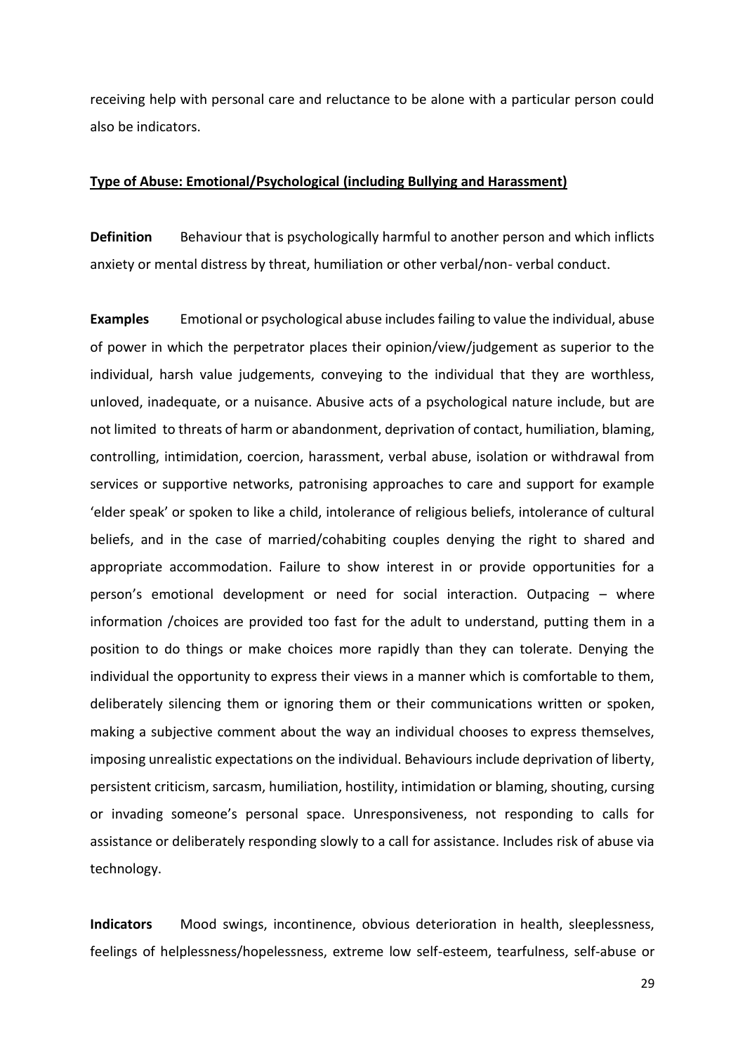receiving help with personal care and reluctance to be alone with a particular person could also be indicators.

**Type of Abuse: Emotional/Psychological (including Bullying and Harassment)**

**Definition** Behaviour that is psychologically harmful to another person and which inflicts anxiety or mental distress by threat, humiliation or other verbal/non- verbal conduct.

**Examples** Emotional or psychological abuse includes failing to value the individual, abuse of power in which the perpetrator places their opinion/view/judgement as superior to the individual, harsh value judgements, conveying to the individual that they are worthless, unloved, inadequate, or a nuisance. Abusive acts of a psychological nature include, but are not limited to threats of harm or abandonment, deprivation of contact, humiliation, blaming, controlling, intimidation, coercion, harassment, verbal abuse, isolation or withdrawal from services or supportive networks, patronising approaches to care and support for example 'elder speak' or spoken to like a child, intolerance of religious beliefs, intolerance of cultural beliefs, and in the case of married/cohabiting couples denying the right to shared and appropriate accommodation. Failure to show interest in or provide opportunities for a person's emotional development or need for social interaction. Outpacing – where information /choices are provided too fast for the adult to understand, putting them in a position to do things or make choices more rapidly than they can tolerate. Denying the individual the opportunity to express their views in a manner which is comfortable to them, deliberately silencing them or ignoring them or their communications written or spoken, making a subjective comment about the way an individual chooses to express themselves, imposing unrealistic expectations on the individual. Behaviours include deprivation of liberty, persistent criticism, sarcasm, humiliation, hostility, intimidation or blaming, shouting, cursing or invading someone's personal space. Unresponsiveness, not responding to calls for assistance or deliberately responding slowly to a call for assistance. Includes risk of abuse via technology.

**Indicators** Mood swings, incontinence, obvious deterioration in health, sleeplessness, feelings of helplessness/hopelessness, extreme low self-esteem, tearfulness, self-abuse or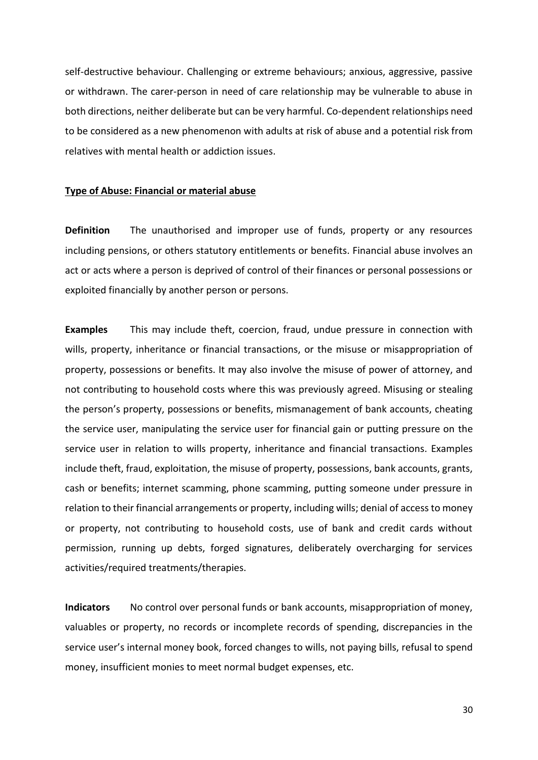self-destructive behaviour. Challenging or extreme behaviours; anxious, aggressive, passive or withdrawn. The carer-person in need of care relationship may be vulnerable to abuse in both directions, neither deliberate but can be very harmful. Co-dependent relationships need to be considered as a new phenomenon with adults at risk of abuse and a potential risk from relatives with mental health or addiction issues.

**<u>Type of Abuse: Financial or material abuse</u>**

**Definition** The unauthorised and improper use of funds, property or any resources including pensions, or others statutory entitlements or benefits. Financial abuse involves an act or acts where a person is deprived of control of their finances or personal possessions or exploited financially by another person or persons.

**Examples** This may include theft, coercion, fraud, undue pressure in connection with wills, property, inheritance or financial transactions, or the misuse or misappropriation of property, possessions or benefits. It may also involve the misuse of power of attorney, and not contributing to household costs where this was previously agreed. Misusing or stealing the person's property, possessions or benefits, mismanagement of bank accounts, cheating the service user, manipulating the service user for financial gain or putting pressure on the service user in relation to wills property, inheritance and financial transactions. Examples include theft, fraud, exploitation, the misuse of property, possessions, bank accounts, grants, cash or benefits; internet scamming, phone scamming, putting someone under pressure in relation to their financial arrangements or property, including wills; denial of access to money or property, not contributing to household costs, use of bank and credit cards without permission, running up debts, forged signatures, deliberately overcharging for services activities/required treatments/therapies.

**Indicators** No control over personal funds or bank accounts, misappropriation of money, valuables or property, no records or incomplete records of spending, discrepancies in the service user's internal money book, forced changes to wills, not paying bills, refusal to spend money, insufficient monies to meet normal budget expenses, etc.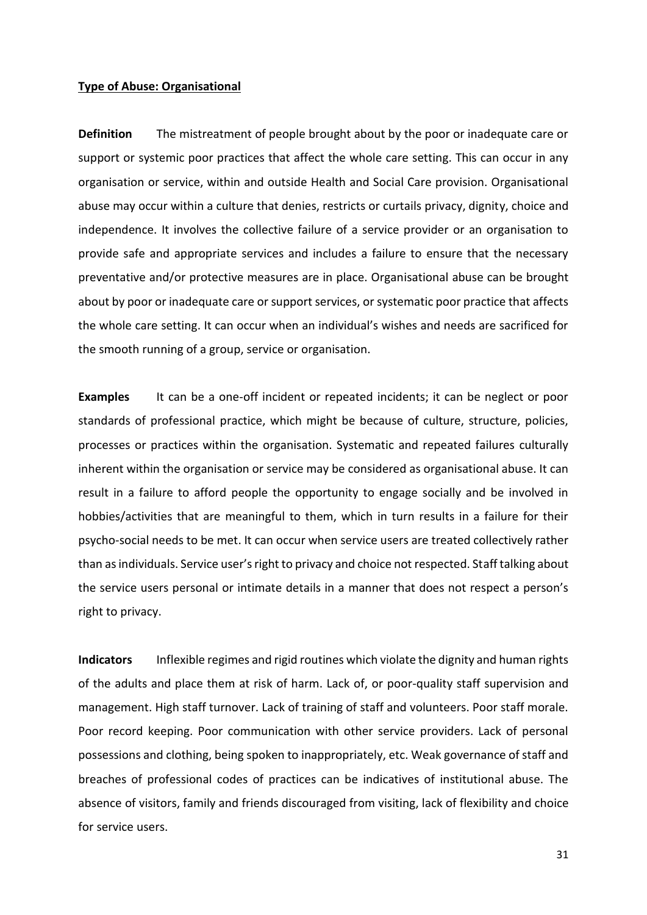**Type of Abuse: Organisational**

**Definition** The mistreatment of people brought about by the poor or inadequate care or support or systemic poor practices that affect the whole care setting. This can occur in any organisation or service, within and outside Health and Social Care provision. Organisational abuse may occur within a culture that denies, restricts or curtails privacy, dignity, choice and independence. It involves the collective failure of a service provider or an organisation to provide safe and appropriate services and includes a failure to ensure that the necessary preventative and/or protective measures are in place. Organisational abuse can be brought about by poor or inadequate care or support services, or systematic poor practice that affects the whole care setting. It can occur when an individual's wishes and needs are sacrificed for the smooth running of a group, service or organisation.

**Examples** It can be a one-off incident or repeated incidents; it can be neglect or poor standards of professional practice, which might be because of culture, structure, policies, processes or practices within the organisation. Systematic and repeated failures culturally inherent within the organisation or service may be considered as organisational abuse. It can result in a failure to afford people the opportunity to engage socially and be involved in hobbies/activities that are meaningful to them, which in turn results in a failure for their psycho-social needs to be met. It can occur when service users are treated collectively rather than as individuals. Service user's right to privacy and choice not respected. Staff talking about the service users personal or intimate details in a manner that does not respect a person's right to privacy.

**Indicators** Inflexible regimes and rigid routines which violate the dignity and human rights of the adults and place them at risk of harm. Lack of, or poor-quality staff supervision and management. High staff turnover. Lack of training of staff and volunteers. Poor staff morale. Poor record keeping. Poor communication with other service providers. Lack of personal possessions and clothing, being spoken to inappropriately, etc. Weak governance of staff and breaches of professional codes of practices can be indicatives of institutional abuse. The absence of visitors, family and friends discouraged from visiting, lack of flexibility and choice for service users.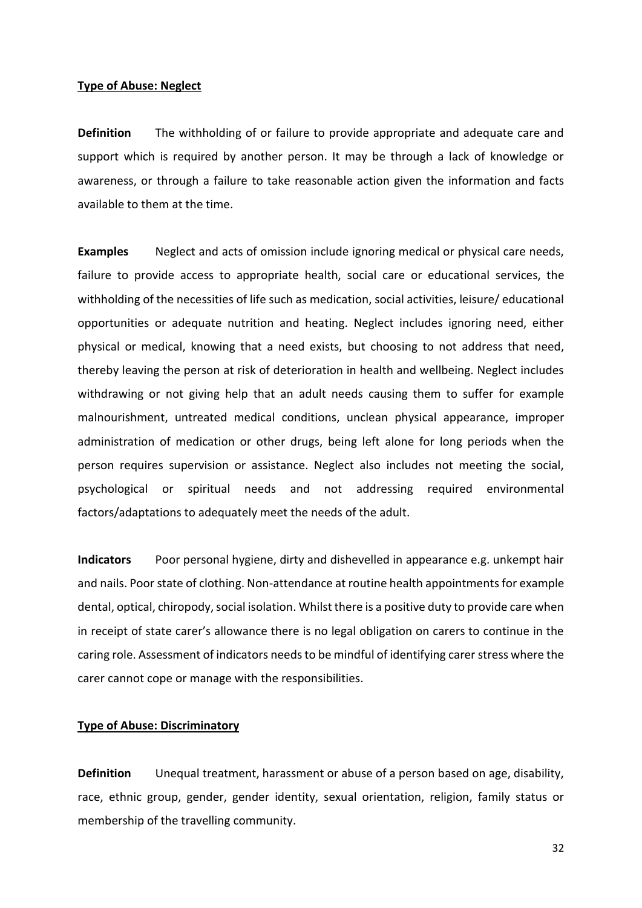**Type of Abuse: Neglect**

**Definition** The withholding of or failure to provide appropriate and adequate care and support which is required by another person. It may be through a lack of knowledge or awareness, or through a failure to take reasonable action given the information and facts available to them at the time.

**Examples** Neglect and acts of omission include ignoring medical or physical care needs, failure to provide access to appropriate health, social care or educational services, the withholding of the necessities of life such as medication, social activities, leisure/ educational opportunities or adequate nutrition and heating. Neglect includes ignoring need, either physical or medical, knowing that a need exists, but choosing to not address that need, thereby leaving the person at risk of deterioration in health and wellbeing. Neglect includes withdrawing or not giving help that an adult needs causing them to suffer for example malnourishment, untreated medical conditions, unclean physical appearance, improper administration of medication or other drugs, being left alone for long periods when the person requires supervision or assistance. Neglect also includes not meeting the social, psychological or spiritual needs and not addressing required environmental factors/adaptations to adequately meet the needs of the adult.

**Indicators** Poor personal hygiene, dirty and dishevelled in appearance e.g. unkempt hair and nails. Poor state of clothing. Non-attendance at routine health appointments for example dental, optical, chiropody, social isolation. Whilst there is a positive duty to provide care when in receipt of state carer's allowance there is no legal obligation on carers to continue in the caring role. Assessment of indicators needs to be mindful of identifying carer stress where the carer cannot cope or manage with the responsibilities.

**Type of Abuse: Discriminatory**

**Definition** Unequal treatment, harassment or abuse of a person based on age, disability, race, ethnic group, gender, gender identity, sexual orientation, religion, family status or membership of the travelling community.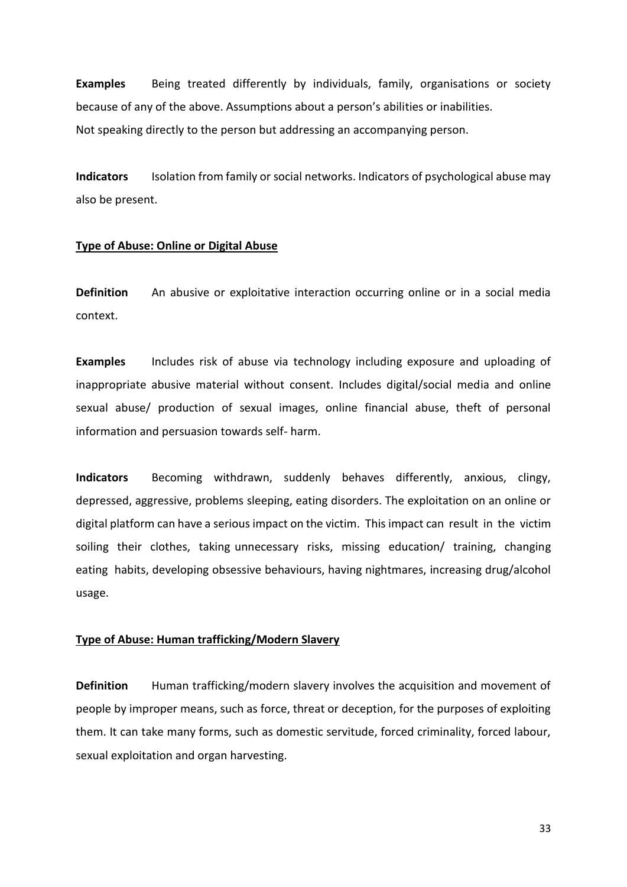**Examples** Being treated differently by individuals, family, organisations or society because of any of the above. Assumptions about a person's abilities or inabilities. Not speaking directly to the person but addressing an accompanying person.

**Indicators** Isolation from family or social networks. Indicators of psychological abuse may also be present.

**Type of Abuse: Online or Digital Abuse**

**Definition** An abusive or exploitative interaction occurring online or in a social media context.

**Examples** Includes risk of abuse via technology including exposure and uploading of inappropriate abusive material without consent. Includes digital/social media and online sexual abuse/ production of sexual images, online financial abuse, theft of personal information and persuasion towards self- harm.

**Indicators** Becoming withdrawn, suddenly behaves differently, anxious, clingy, depressed, aggressive, problems sleeping, eating disorders. The exploitation on an online or digital platform can have a serious impact on the victim. This impact can result in the victim soiling their clothes, taking unnecessary risks, missing education/ training, changing eating habits, developing obsessive behaviours, having nightmares, increasing drug/alcohol usage.

**Type of Abuse: Human trafficking/Modern Slavery**

**Definition** Human trafficking/modern slavery involves the acquisition and movement of people by improper means, such as force, threat or deception, for the purposes of exploiting them. It can take many forms, such as domestic servitude, forced criminality, forced labour, sexual exploitation and organ harvesting.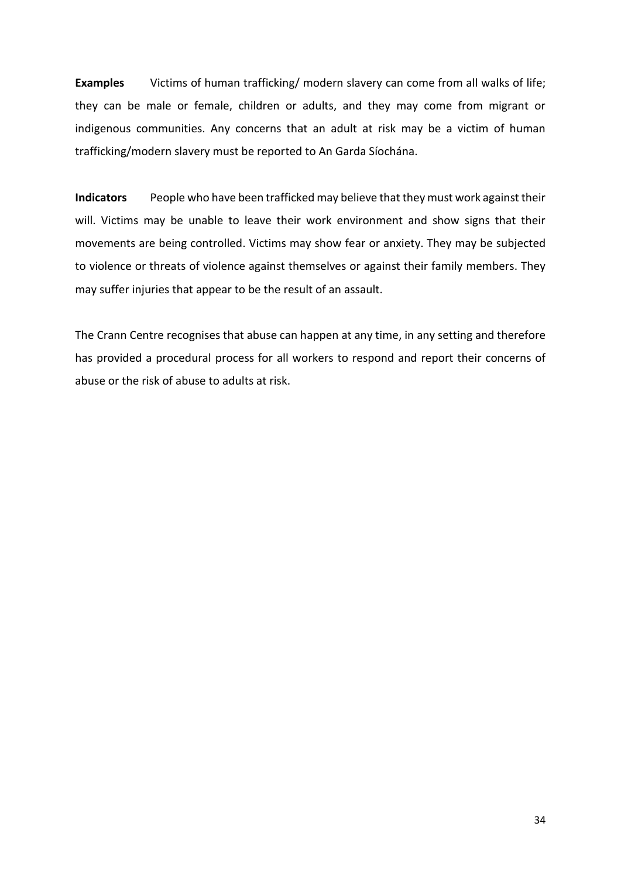**Examples** Victims of human trafficking/ modern slavery can come from all walks of life; they can be male or female, children or adults, and they may come from migrant or indigenous communities. Any concerns that an adult at risk may be a victim of human trafficking/modern slavery must be reported to An Garda Síochána.

**Indicators** People who have been trafficked may believe that they must work against their will. Victims may be unable to leave their work environment and show signs that their movements are being controlled. Victims may show fear or anxiety. They may be subjected to violence or threats of violence against themselves or against their family members. They may suffer injuries that appear to be the result of an assault.

The Crann Centre recognises that abuse can happen at any time, in any setting and therefore has provided a procedural process for all workers to respond and report their concerns of abuse or the risk of abuse to adults at risk.